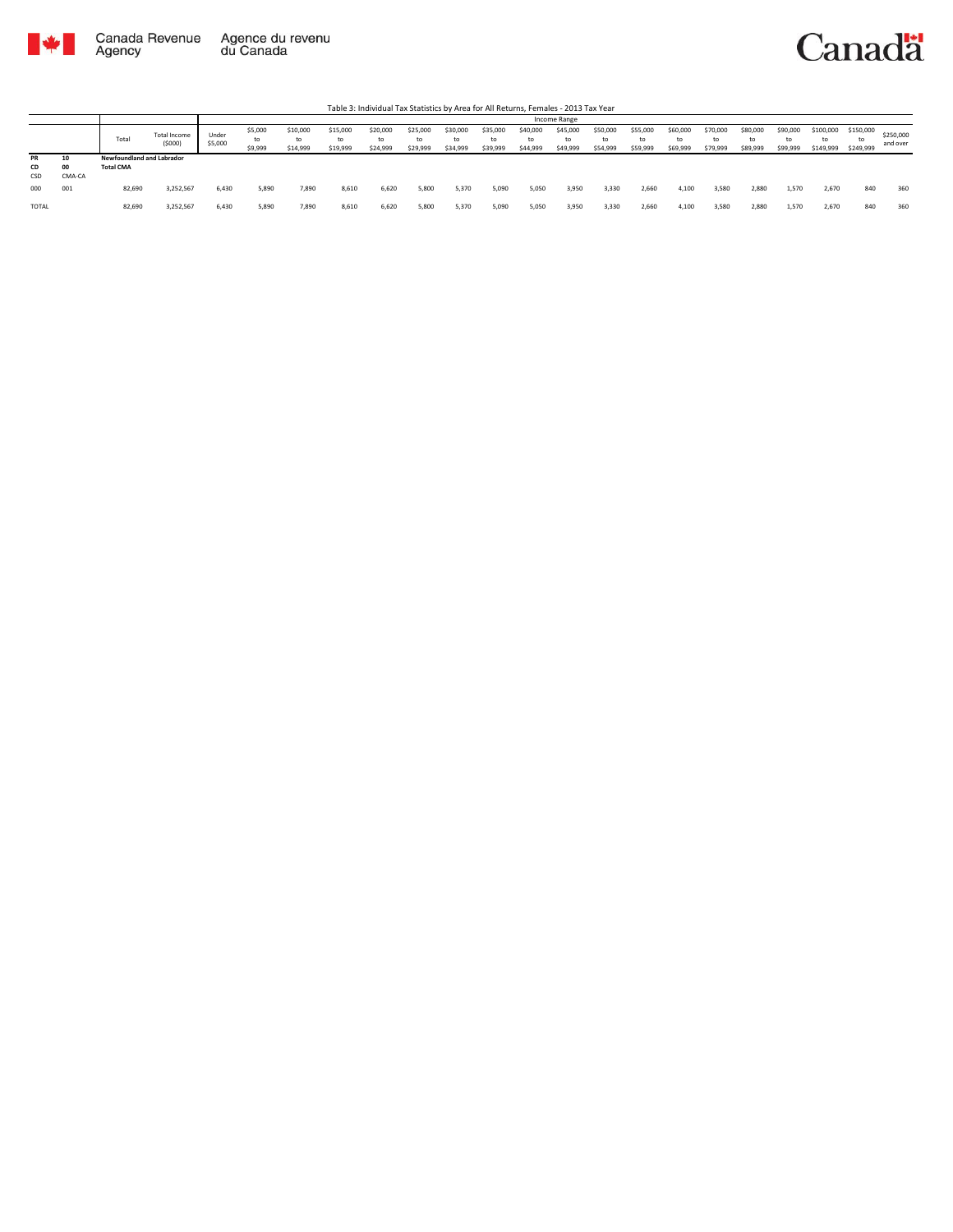Table 3: Individual Tax Statistics by Area for All Returns, Females - 2013 Tax Year

| | | Total | Total Income ($000) | Income Range | | | | | | | | | | | | | | | | | | | |
|---|---|---|---|---|---|---|---|---|---|---|---|---|---|---|---|---|---|---|---|---|---|---|---|
| | | | | Under $5,000 | $5,000 to $9,999 | $10,000 to $14,999 | $15,000 to $19,999 | $20,000 to $24,999 | $25,000 to $29,999 | $30,000 to $34,999 | $35,000 to $39,999 | $40,000 to $44,999 | $45,000 to $49,999 | $50,000 to $54,999 | $55,000 to $59,999 | $60,000 to $69,999 | $70,000 to $79,999 | $80,000 to $89,999 | $90,000 to $99,999 | $100,000 to $149,999 | $150,000 to $249,999 | $250,000 and over |
| **PR** | **10** | **Newfoundland and Labrador** | | | | | | | | | | | | | | | | | | | | | |
| **CD** | **00** | **Total CMA** | | | | | | | | | | | | | | | | | | | | | |
| CSD | CMA-CA | | | | | | | | | | | | | | | | | | | | | | |
| 000 | 001 | 82,690 | 3,252,567 | 6,430 | 5,890 | 7,890 | 8,610 | 6,620 | 5,800 | 5,370 | 5,090 | 5,050 | 3,950 | 3,330 | 2,660 | 4,100 | 3,580 | 2,880 | 1,570 | 2,670 | 840 | 360 |
| TOTAL | | 82,690 | 3,252,567 | 6,430 | 5,890 | 7,890 | 8,610 | 6,620 | 5,800 | 5,370 | 5,090 | 5,050 | 3,950 | 3,330 | 2,660 | 4,100 | 3,580 | 2,880 | 1,570 | 2,670 | 840 | 360 |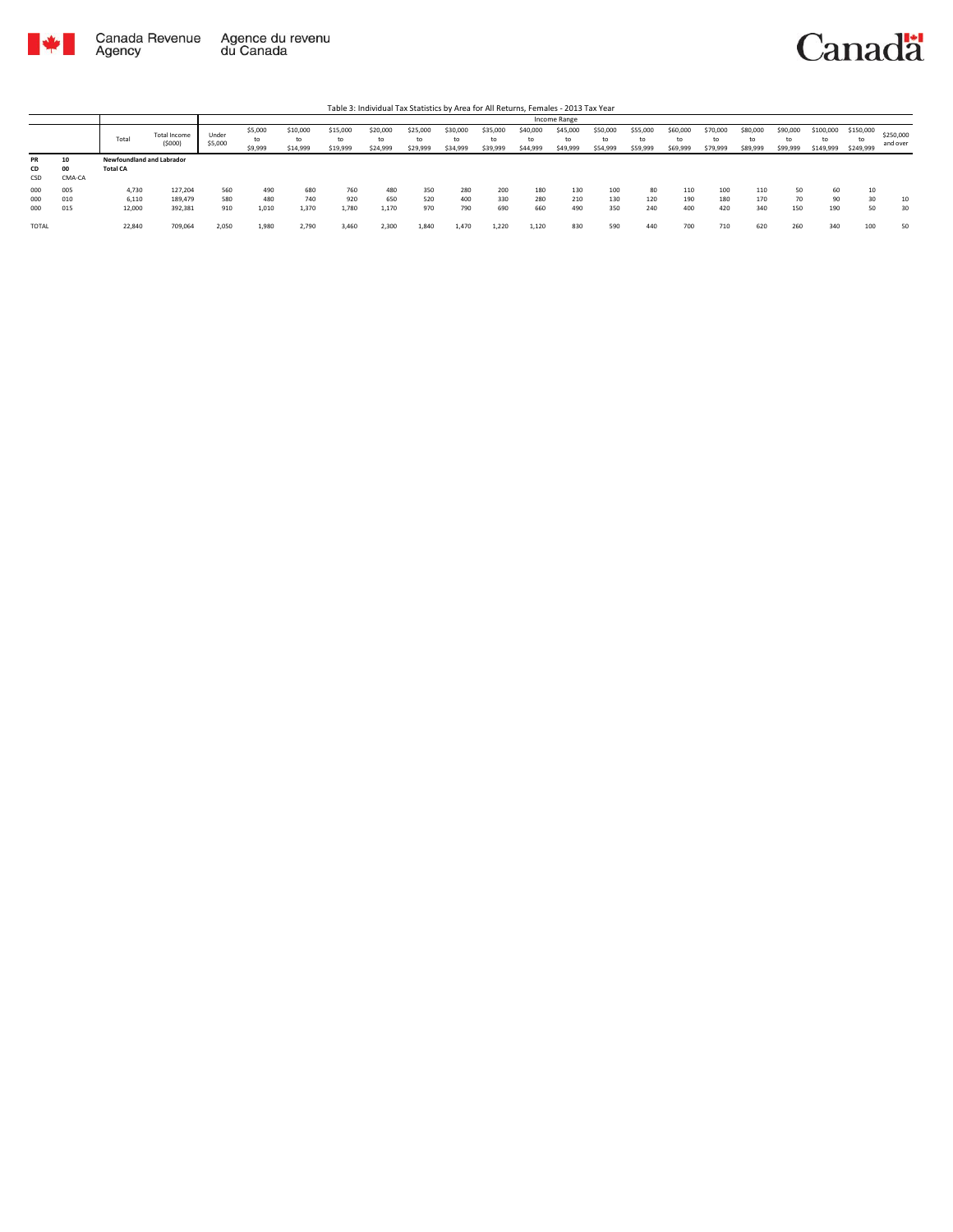Table 3: Individual Tax Statistics by Area for All Returns, Females - 2013 Tax Year

| | | Total | Total Income ($000) | Income Range | | | | | | | | | | | | | | | | | | | |
|---|---|---|---|---|---|---|---|---|---|---|---|---|---|---|---|---|---|---|---|---|---|---|---|
| | | | | Under $5,000 | $5,000 to $9,999 | $10,000 to $14,999 | $15,000 to $19,999 | $20,000 to $24,999 | $25,000 to $29,999 | $30,000 to $34,999 | $35,000 to $39,999 | $40,000 to $44,999 | $45,000 to $49,999 | $50,000 to $54,999 | $55,000 to $59,999 | $60,000 to $69,999 | $70,000 to $79,999 | $80,000 to $89,999 | $90,000 to $99,999 | $100,000 to $149,999 | $150,000 to $249,999 | $250,000 and over |
| PR | 10 | Newfoundland and Labrador | | | | | | | | | | | | | | | | | | | | |
| CD | 00 | Total CA | | | | | | | | | | | | | | | | | | | | |
| CSD | CMA-CA | | | | | | | | | | | | | | | | | | | | | |
| 000 | 005 | 4,730 | 127,204 | 560 | 490 | 680 | 760 | 480 | 350 | 280 | 200 | 180 | 130 | 100 | 80 | 110 | 100 | 110 | 50 | 60 | 10 | |
| 000 | 010 | 6,110 | 189,479 | 580 | 480 | 740 | 920 | 650 | 520 | 400 | 330 | 280 | 210 | 130 | 120 | 190 | 180 | 170 | 70 | 90 | 30 | 10 |
| 000 | 015 | 12,000 | 392,381 | 910 | 1,010 | 1,370 | 1,780 | 1,170 | 970 | 790 | 690 | 660 | 490 | 350 | 240 | 400 | 420 | 340 | 150 | 190 | 50 | 30 |
| TOTAL | | 22,840 | 709,064 | 2,050 | 1,980 | 2,790 | 3,460 | 2,300 | 1,840 | 1,470 | 1,220 | 1,120 | 830 | 590 | 440 | 700 | 710 | 620 | 260 | 340 | 100 | 50 |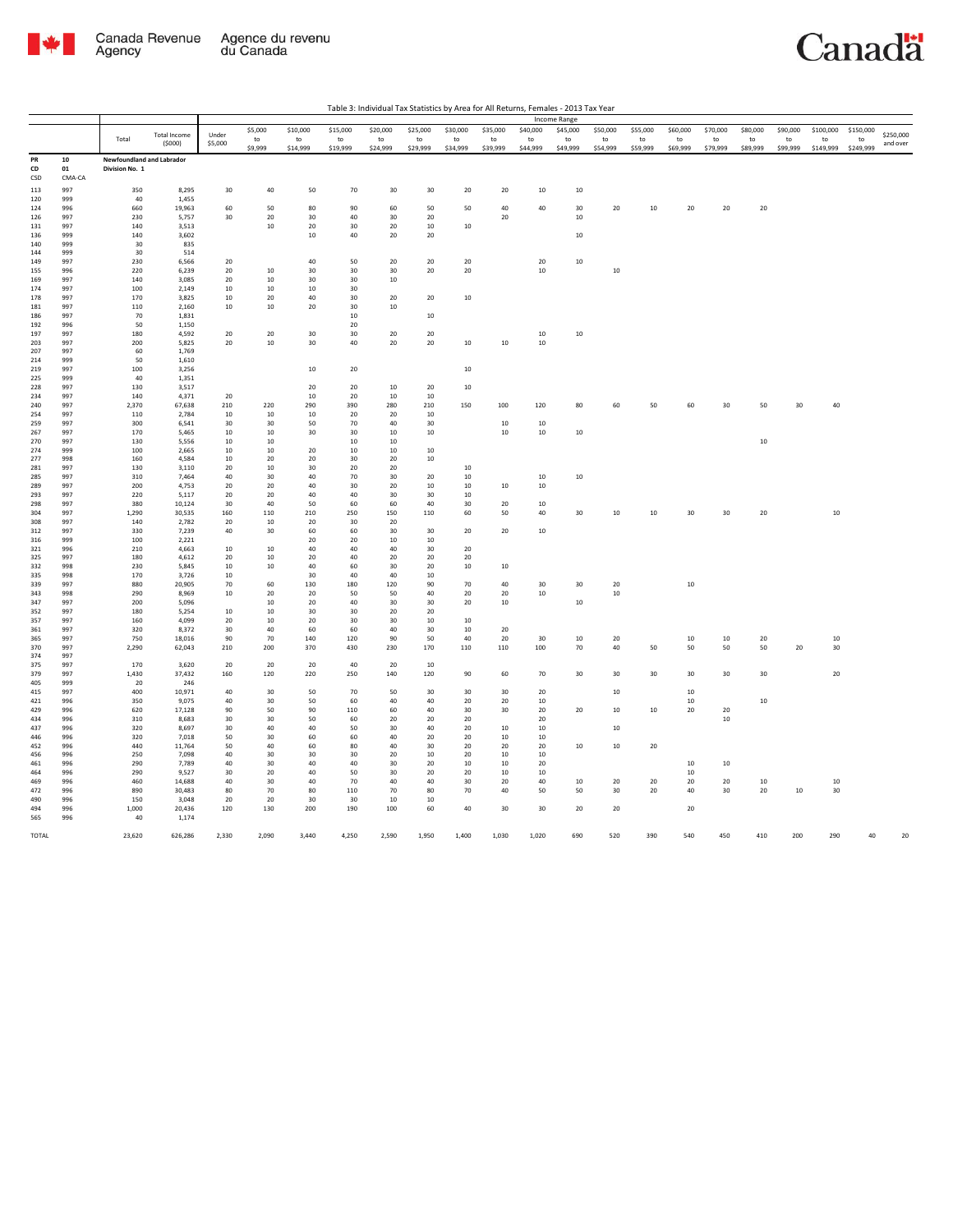Table 3: Individual Tax Statistics by Area for All Returns, Females - 2013 Tax Year

| | | Total | Total Income ($000) | Income Range | | | | | | | | | | | | | | | | | | |
|---|---|---|---|---|---|---|---|---|---|---|---|---|---|---|---|---|---|---|---|---|---|---|
| | | | | Under $5,000 | $5,000 to $9,999 | $10,000 to $14,999 | $15,000 to $19,999 | $20,000 to $24,999 | $25,000 to $29,999 | $30,000 to $34,999 | $35,000 to $39,999 | $40,000 to $44,999 | $45,000 to $49,999 | $50,000 to $54,999 | $55,000 to $59,999 | $60,000 to $69,999 | $70,000 to $79,999 | $80,000 to $89,999 | $90,000 to $99,999 | $100,000 to $149,999 | $150,000 to $249,999 | $250,000 and over |
| PR | 10 | Newfoundland and Labrador | | | | | | | | | | | | | | | | | | | | |
| CD | 01 | Division No. 1 | | | | | | | | | | | | | | | | | | | | |
| CSD | CMA-CA | | | | | | | | | | | | | | | | | | | | | |
| 113 | 997 | 350 | 8,295 | 30 | 40 | 50 | 70 | 30 | 30 | 20 | 20 | 10 | 10 | | | | | | | | | |
| 120 | 999 | 40 | 1,455 | | | | | | | | | | | | | | | | | | | |
| 124 | 996 | 660 | 19,963 | 60 | 50 | 80 | 90 | 60 | 50 | 50 | 40 | 40 | 30 | 20 | 10 | 20 | 20 | 20 | | | | |
| 126 | 997 | 230 | 5,757 | 30 | 20 | 30 | 40 | 30 | 20 | | 20 | | 10 | | | | | | | | | |
| 131 | 997 | 140 | 3,513 | | 10 | 20 | 30 | 20 | 10 | 10 | | | | | | | | | | | | |
| 136 | 999 | 140 | 3,602 | | | 10 | 40 | 20 | 20 | | | | 10 | | | | | | | | | |
| 140 | 999 | 30 | 835 | | | | | | | | | | | | | | | | | | | |
| 144 | 999 | 30 | 514 | | | | | | | | | | | | | | | | | | | |
| 149 | 997 | 230 | 6,566 | 20 | | 40 | 50 | 20 | 20 | 20 | | 20 | 10 | | | | | | | | | |
| 155 | 996 | 220 | 6,239 | 20 | 10 | 30 | 30 | 30 | 20 | 20 | | 10 | | 10 | | | | | | | | |
| 169 | 997 | 140 | 3,085 | 20 | 10 | 30 | 30 | 10 | | | | | | | | | | | | | | |
| 174 | 997 | 100 | 2,149 | 10 | 10 | 10 | 30 | | | | | | | | | | | | | | | |
| 178 | 997 | 170 | 3,825 | 10 | 20 | 40 | 30 | 20 | 20 | 10 | | | | | | | | | | | | |
| 181 | 997 | 110 | 2,160 | 10 | 10 | 20 | 30 | 10 | | | | | | | | | | | | | | |
| 186 | 997 | 70 | 1,831 | | | | 10 | | 10 | | | | | | | | | | | | | |
| 192 | 996 | 50 | 1,150 | | | | 20 | | | | | | | | | | | | | | | |
| 197 | 997 | 180 | 4,592 | 20 | 20 | 30 | 30 | 20 | 20 | | | 10 | 10 | | | | | | | | | |
| 203 | 997 | 200 | 5,825 | 20 | 10 | 30 | 40 | 20 | 20 | 10 | 10 | 10 | | | | | | | | | | |
| 207 | 997 | 60 | 1,769 | | | | | | | | | | | | | | | | | | | |
| 214 | 999 | 50 | 1,610 | | | | | | | | | | | | | | | | | | | |
| 219 | 997 | 100 | 3,256 | | | 10 | 20 | | | 10 | | | | | | | | | | | | |
| 225 | 999 | 40 | 1,351 | | | | | | | | | | | | | | | | | | | |
| 228 | 997 | 130 | 3,517 | | | 20 | 20 | 10 | 20 | 10 | | | | | | | | | | | | |
| 234 | 997 | 140 | 4,371 | 20 | | 10 | 20 | 10 | 10 | | | | | | | | | | | | | |
| 240 | 997 | 2,370 | 67,638 | 210 | 220 | 290 | 390 | 280 | 210 | 150 | 100 | 120 | 80 | 60 | 50 | 60 | 30 | 50 | 30 | 40 | | |
| 254 | 997 | 110 | 2,784 | 10 | 10 | 10 | 20 | 20 | 10 | | | | | | | | | | | | | |
| 259 | 997 | 300 | 6,541 | 30 | 30 | 50 | 70 | 40 | 30 | | 10 | 10 | | | | | | | | | | |
| 267 | 997 | 170 | 5,465 | 10 | 10 | 30 | 30 | 10 | 10 | | 10 | 10 | 10 | | | | | | | | | |
| 270 | 997 | 130 | 5,556 | 10 | 10 | | 10 | 10 | | | | | | | | | | 10 | | | | |
| 274 | 999 | 100 | 2,665 | 10 | 10 | 20 | 10 | 10 | 10 | | | | | | | | | | | | | |
| 277 | 998 | 160 | 4,584 | 10 | 20 | 20 | 30 | 20 | 10 | | | | | | | | | | | | | |
| 281 | 997 | 130 | 3,110 | 20 | 10 | 30 | 20 | 20 | | 10 | | | | | | | | | | | | |
| 285 | 997 | 310 | 7,464 | 40 | 30 | 40 | 70 | 30 | 20 | 10 | | 10 | 10 | | | | | | | | | |
| 289 | 997 | 200 | 4,753 | 20 | 20 | 40 | 30 | 20 | 10 | 10 | 10 | 10 | | | | | | | | | | |
| 293 | 997 | 220 | 5,117 | 20 | 20 | 40 | 40 | 30 | 30 | 10 | | | | | | | | | | | | |
| 298 | 997 | 380 | 10,124 | 30 | 40 | 50 | 60 | 60 | 40 | 30 | 20 | 10 | | | | | | | | | | |
| 304 | 997 | 1,290 | 30,535 | 160 | 110 | 210 | 250 | 150 | 110 | 60 | 50 | 40 | 30 | 10 | 10 | 30 | 30 | 20 | | 10 | | |
| 308 | 997 | 140 | 2,782 | 20 | 10 | 20 | 30 | 20 | | | | | | | | | | | | | | |
| 312 | 997 | 330 | 7,239 | 40 | 30 | 60 | 60 | 30 | 30 | 20 | 20 | 10 | | | | | | | | | | |
| 316 | 999 | 100 | 2,221 | | | 20 | 20 | 10 | 10 | | | | | | | | | | | | | |
| 321 | 996 | 210 | 4,663 | 10 | 10 | 40 | 40 | 40 | 30 | 20 | | | | | | | | | | | | |
| 325 | 997 | 180 | 4,612 | 20 | 10 | 20 | 40 | 20 | 20 | 20 | | | | | | | | | | | | |
| 332 | 998 | 230 | 5,845 | 10 | 10 | 40 | 60 | 30 | 20 | 10 | 10 | | | | | | | | | | | |
| 335 | 998 | 170 | 3,726 | 10 | | 30 | 40 | 40 | 10 | | | | | | | | | | | | | |
| 339 | 997 | 880 | 20,905 | 70 | 60 | 130 | 180 | 120 | 90 | 70 | 40 | 30 | 30 | 20 | | 10 | | | | | | |
| 343 | 998 | 290 | 8,969 | 10 | 20 | 20 | 50 | 50 | 40 | 20 | 20 | 10 | | 10 | | | | | | | | |
| 347 | 997 | 200 | 5,096 | | 10 | 20 | 40 | 30 | 30 | 20 | 10 | | 10 | | | | | | | | | |
| 352 | 997 | 180 | 5,254 | 10 | 10 | 30 | 30 | 20 | 20 | | | | | | | | | | | | | |
| 357 | 997 | 160 | 4,099 | 20 | 10 | 20 | 30 | 30 | 10 | 10 | | | | | | | | | | | | |
| 361 | 997 | 320 | 8,372 | 30 | 40 | 60 | 60 | 40 | 30 | 10 | 20 | | | | | | | | | | | |
| 365 | 997 | 750 | 18,016 | 90 | 70 | 140 | 120 | 90 | 50 | 40 | 20 | 30 | 10 | 20 | | 10 | 10 | 20 | | 10 | | |
| 370 | 997 | 2,290 | 62,043 | 210 | 200 | 370 | 430 | 230 | 170 | 110 | 110 | 100 | 70 | 40 | 50 | 50 | 50 | 50 | 20 | 30 | | |
| 374 | 997 | | | | | | | | | | | | | | | | | | | | | |
| 375 | 997 | 170 | 3,620 | 20 | 20 | 20 | 40 | 20 | 10 | | | | | | | | | | | | | |
| 379 | 997 | 1,430 | 37,432 | 160 | 120 | 220 | 250 | 140 | 120 | 90 | 60 | 70 | 30 | 30 | 30 | 30 | 30 | 30 | | 20 | | |
| 405 | 999 | 20 | 246 | | | | | | | | | | | | | | | | | | | |
| 415 | 997 | 400 | 10,971 | 40 | 30 | 50 | 70 | 50 | 30 | 30 | 30 | 20 | | 10 | | 10 | | | | | | |
| 421 | 996 | 350 | 9,075 | 40 | 30 | 50 | 60 | 40 | 40 | 20 | 20 | 10 | | | | 10 | | 10 | | | | |
| 429 | 996 | 620 | 17,128 | 90 | 50 | 90 | 110 | 60 | 40 | 30 | 30 | 20 | 20 | 10 | 10 | 20 | 20 | | | | | |
| 434 | 996 | 310 | 8,683 | 30 | 30 | 50 | 60 | 20 | 20 | 20 | | 20 | | | | | 10 | | | | | |
| 437 | 996 | 320 | 8,697 | 30 | 40 | 40 | 50 | 30 | 40 | 20 | 10 | 10 | | 10 | | | | | | | | |
| 446 | 996 | 320 | 7,018 | 50 | 30 | 60 | 60 | 40 | 20 | 20 | 10 | 10 | | | | | | | | | | |
| 452 | 996 | 440 | 11,764 | 50 | 40 | 60 | 80 | 40 | 30 | 20 | 20 | 20 | 10 | 10 | 20 | | | | | | | |
| 456 | 996 | 250 | 7,098 | 40 | 30 | 30 | 30 | 20 | 10 | 20 | 10 | 10 | | | | | | | | | | |
| 461 | 996 | 290 | 7,789 | 40 | 30 | 40 | 40 | 30 | 20 | 10 | 10 | 20 | | | | 10 | 10 | | | | | |
| 464 | 996 | 290 | 9,527 | 30 | 20 | 40 | 50 | 30 | 20 | 20 | 10 | 10 | | | | 10 | | | | | | |
| 469 | 996 | 460 | 14,688 | 40 | 30 | 40 | 70 | 40 | 40 | 30 | 20 | 40 | 10 | 20 | 20 | 20 | 20 | 10 | | 10 | | |
| 472 | 996 | 890 | 30,483 | 80 | 70 | 80 | 110 | 70 | 80 | 70 | 40 | 50 | 50 | 30 | 20 | 40 | 30 | 20 | 10 | 30 | | |
| 490 | 996 | 150 | 3,048 | 20 | 20 | 30 | 30 | 10 | 10 | | | | | | | | | | | | | |
| 494 | 996 | 1,000 | 20,436 | 120 | 130 | 200 | 190 | 100 | 60 | 40 | 30 | 30 | 20 | 20 | | 20 | | | | | | |
| 565 | 996 | 40 | 1,174 | | | | | | | | | | | | | | | | | | | |
| TOTAL | | 23,620 | 626,286 | 2,330 | 2,090 | 3,440 | 4,250 | 2,590 | 1,950 | 1,400 | 1,030 | 1,020 | 690 | 520 | 390 | 540 | 450 | 410 | 200 | 290 | 40 | 20 |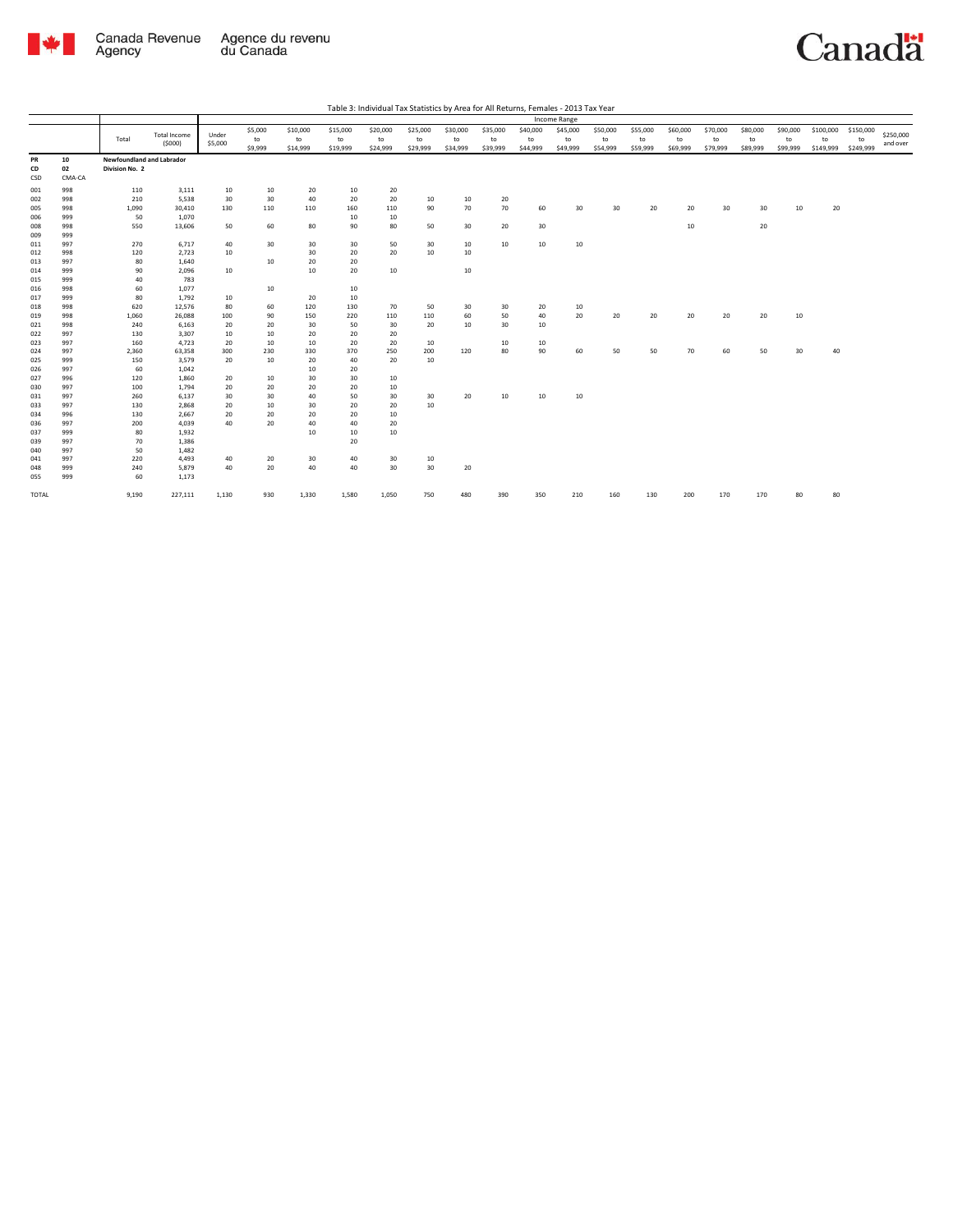Table 3: Individual Tax Statistics by Area for All Returns, Females - 2013 Tax Year

| | | | | Income Range | | | | | | | | | | | | | | | | | | |
|---|---|---|---|---|---|---|---|---|---|---|---|---|---|---|---|---|---|---|---|---|---|---|
| | | Total | Total Income ($000) | Under $5,000 | $5,000 to $9,999 | $10,000 to $14,999 | $15,000 to $19,999 | $20,000 to $24,999 | $25,000 to $29,999 | $30,000 to $34,999 | $35,000 to $39,999 | $40,000 to $44,999 | $45,000 to $49,999 | $50,000 to $54,999 | $55,000 to $59,999 | $60,000 to $69,999 | $70,000 to $79,999 | $80,000 to $89,999 | $90,000 to $99,999 | $100,000 to $149,999 | $150,000 to $249,999 | $250,000 and over |
| PR | 10 | Newfoundland and Labrador | | | | | | | | | | | | | | | | | | | | |
| CD | 02 | Division No. 2 | | | | | | | | | | | | | | | | | | | | |
| CSD | CMA-CA | | | | | | | | | | | | | | | | | | | | | |
| 001 | 998 | 110 | 3,111 | 10 | 10 | 20 | 10 | 20 | | | | | | | | | | | | | | |
| 002 | 998 | 210 | 5,538 | 30 | 30 | 40 | 20 | 20 | 10 | 10 | 20 | | | | | | | | | | | |
| 005 | 998 | 1,090 | 30,410 | 130 | 110 | 110 | 160 | 110 | 90 | 70 | 70 | 60 | 30 | 30 | 20 | 20 | 30 | 30 | 10 | 20 | | |
| 006 | 999 | 50 | 1,070 | | | | 10 | 10 | | | | | | | | | | | | | | |
| 008 | 998 | 550 | 13,606 | 50 | 60 | 80 | 90 | 80 | 50 | 30 | 20 | 30 | | | | 10 | | 20 | | | | |
| 009 | 999 | | | | | | | | | | | | | | | | | | | | | |
| 011 | 997 | 270 | 6,717 | 40 | 30 | 30 | 30 | 50 | 30 | 10 | 10 | 10 | 10 | | | | | | | | | |
| 012 | 998 | 120 | 2,723 | 10 | | 30 | 20 | 20 | 10 | 10 | | | | | | | | | | | | |
| 013 | 997 | 80 | 1,640 | | 10 | 20 | 20 | | | | | | | | | | | | | | | |
| 014 | 999 | 90 | 2,096 | 10 | | 10 | 20 | 10 | | 10 | | | | | | | | | | | | |
| 015 | 999 | 40 | 783 | | | | | | | | | | | | | | | | | | | |
| 016 | 998 | 60 | 1,077 | | 10 | | 10 | | | | | | | | | | | | | | | |
| 017 | 999 | 80 | 1,792 | 10 | | 20 | 10 | | | | | | | | | | | | | | | |
| 018 | 998 | 620 | 12,576 | 80 | 60 | 120 | 130 | 70 | 50 | 30 | 30 | 20 | 10 | | | | | | | | | |
| 019 | 998 | 1,060 | 26,088 | 100 | 90 | 150 | 220 | 110 | 110 | 60 | 50 | 40 | 20 | 20 | 20 | 20 | 20 | 20 | 10 | | | |
| 021 | 998 | 240 | 6,163 | 20 | 20 | 30 | 50 | 30 | 20 | 10 | 30 | 10 | | | | | | | | | | |
| 022 | 997 | 130 | 3,307 | 10 | 10 | 20 | 20 | 20 | | | | | | | | | | | | | | |
| 023 | 997 | 160 | 4,723 | 20 | 10 | 10 | 20 | 20 | 10 | | 10 | 10 | | | | | | | | | | |
| 024 | 997 | 2,360 | 63,358 | 300 | 230 | 330 | 370 | 250 | 200 | 120 | 80 | 90 | 60 | 50 | 50 | 70 | 60 | 50 | 30 | 40 | | |
| 025 | 999 | 150 | 3,579 | 20 | 10 | 20 | 40 | 20 | 10 | | | | | | | | | | | | | |
| 026 | 997 | 60 | 1,042 | | | 10 | 20 | | | | | | | | | | | | | | | |
| 027 | 996 | 120 | 1,860 | 20 | 10 | 30 | 30 | 10 | | | | | | | | | | | | | | |
| 030 | 997 | 100 | 1,794 | 20 | 20 | 20 | 20 | 10 | | | | | | | | | | | | | | |
| 031 | 997 | 260 | 6,137 | 30 | 30 | 40 | 50 | 30 | 30 | 20 | 10 | 10 | 10 | | | | | | | | | |
| 033 | 997 | 130 | 2,868 | 20 | 10 | 30 | 20 | 20 | 10 | | | | | | | | | | | | | |
| 034 | 996 | 130 | 2,667 | 20 | 20 | 20 | 20 | 10 | | | | | | | | | | | | | | |
| 036 | 997 | 200 | 4,039 | 40 | 20 | 40 | 40 | 20 | | | | | | | | | | | | | | |
| 037 | 999 | 80 | 1,932 | | | 10 | 10 | 10 | | | | | | | | | | | | | | |
| 039 | 997 | 70 | 1,386 | | | | 20 | | | | | | | | | | | | | | | |
| 040 | 997 | 50 | 1,482 | | | | | | | | | | | | | | | | | | | |
| 041 | 997 | 220 | 4,493 | 40 | 20 | 30 | 40 | 30 | 10 | | | | | | | | | | | | | |
| 048 | 999 | 240 | 5,879 | 40 | 20 | 40 | 40 | 30 | 30 | 20 | | | | | | | | | | | | |
| 055 | 999 | 60 | 1,173 | | | | | | | | | | | | | | | | | | | |
| TOTAL | | 9,190 | 227,111 | 1,130 | 930 | 1,330 | 1,580 | 1,050 | 750 | 480 | 390 | 350 | 210 | 160 | 130 | 200 | 170 | 170 | 80 | 80 | | |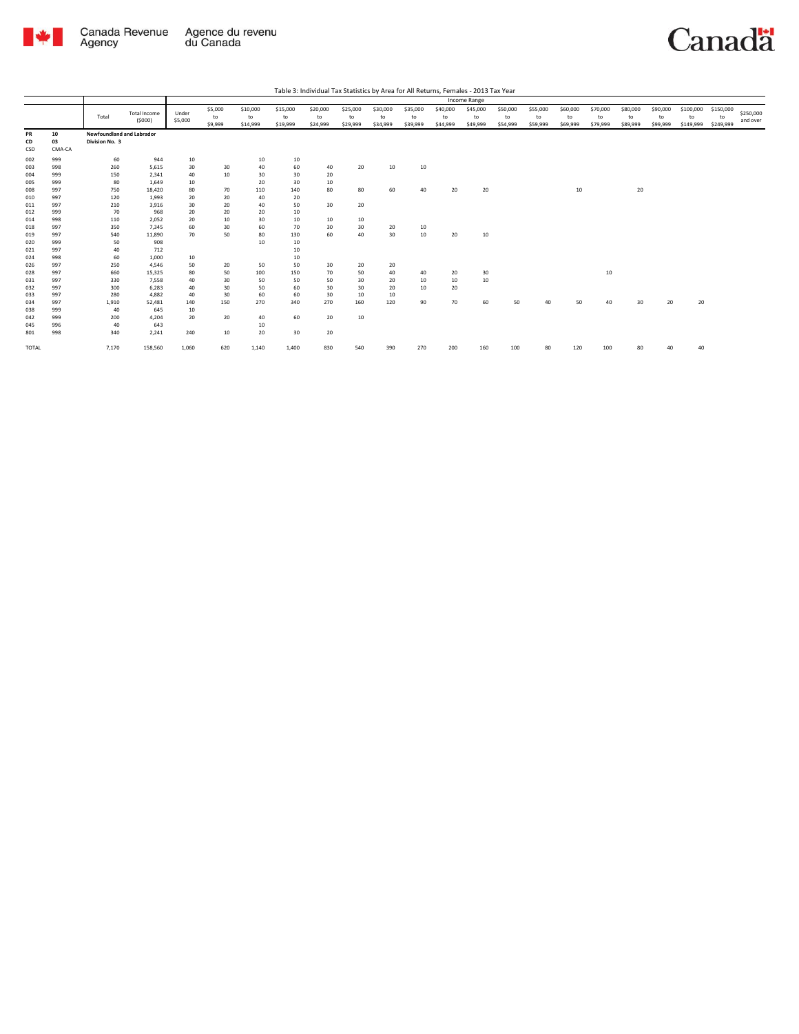Table 3: Individual Tax Statistics by Area for All Returns, Females - 2013 Tax Year

| | | Total | Total Income ($000) | Income Range | | | | | | | | | | | | | | | | | | |
|---|---|---|---|---|---|---|---|---|---|---|---|---|---|---|---|---|---|---|---|---|---|---|
| | | | | Under $5,000 | $5,000 to $9,999 | $10,000 to $14,999 | $15,000 to $19,999 | $20,000 to $24,999 | $25,000 to $29,999 | $30,000 to $34,999 | $35,000 to $39,999 | $40,000 to $44,999 | $45,000 to $49,999 | $50,000 to $54,999 | $55,000 to $59,999 | $60,000 to $69,999 | $70,000 to $79,999 | $80,000 to $89,999 | $90,000 to $99,999 | $100,000 to $149,999 | $150,000 to $249,999 | $250,000 and over |
| **PR** | **10** | **Newfoundland and Labrador** | | | | | | | | | | | | | | | | | | | | |
| **CD** | **03** | **Division No. 3** | | | | | | | | | | | | | | | | | | | | |
| CSD | CMA-CA | | | | | | | | | | | | | | | | | | | | | |
| 002 | 999 | 60 | 944 | 10 | | 10 | 10 | | | | | | | | | | | | | | | |
| 003 | 998 | 260 | 5,615 | 30 | 30 | 40 | 60 | 40 | 20 | 10 | 10 | | | | | | | | | | | |
| 004 | 999 | 150 | 2,341 | 40 | 10 | 30 | 30 | 20 | | | | | | | | | | | | | | |
| 005 | 999 | 80 | 1,649 | 10 | | 20 | 30 | 10 | | | | | | | | | | | | | | |
| 008 | 997 | 750 | 18,420 | 80 | 70 | 110 | 140 | 80 | 80 | 60 | 40 | 20 | 20 | | | 10 | | 20 | | | | |
| 010 | 997 | 120 | 1,993 | 20 | 20 | 40 | 20 | | | | | | | | | | | | | | | |
| 011 | 997 | 210 | 3,916 | 30 | 20 | 40 | 50 | 30 | 20 | | | | | | | | | | | | | |
| 012 | 999 | 70 | 968 | 20 | 20 | 20 | 10 | | | | | | | | | | | | | | | |
| 014 | 998 | 110 | 2,052 | 20 | 10 | 30 | 10 | 10 | 10 | | | | | | | | | | | | | |
| 018 | 997 | 350 | 7,345 | 60 | 30 | 60 | 70 | 30 | 30 | 20 | 10 | | | | | | | | | | | |
| 019 | 997 | 540 | 11,890 | 70 | 50 | 80 | 130 | 60 | 40 | 30 | 10 | 20 | 10 | | | | | | | | | |
| 020 | 999 | 50 | 908 | | | 10 | 10 | | | | | | | | | | | | | | | |
| 021 | 997 | 40 | 712 | | | | 10 | | | | | | | | | | | | | | | |
| 024 | 998 | 60 | 1,000 | 10 | | | 10 | | | | | | | | | | | | | | | |
| 026 | 997 | 250 | 4,546 | 50 | 20 | 50 | 50 | 30 | 20 | 20 | | | | | | | | | | | | |
| 028 | 997 | 660 | 15,325 | 80 | 50 | 100 | 150 | 70 | 50 | 40 | 40 | 20 | 30 | | | | 10 | | | | | |
| 031 | 997 | 330 | 7,558 | 40 | 30 | 50 | 50 | 50 | 30 | 20 | 10 | 10 | 10 | | | | | | | | | |
| 032 | 997 | 300 | 6,283 | 40 | 30 | 50 | 60 | 30 | 30 | 20 | 10 | 20 | | | | | | | | | | |
| 033 | 997 | 280 | 4,882 | 40 | 30 | 60 | 60 | 30 | 10 | 10 | | | | | | | | | | | | |
| 034 | 997 | 1,910 | 52,481 | 140 | 150 | 270 | 340 | 270 | 160 | 120 | 90 | 70 | 60 | 50 | 40 | 50 | 40 | 30 | 20 | 20 | | |
| 038 | 999 | 40 | 645 | 10 | | | | | | | | | | | | | | | | | | |
| 042 | 999 | 200 | 4,204 | 20 | 20 | 40 | 60 | 20 | 10 | | | | | | | | | | | | | |
| 045 | 996 | 40 | 643 | | | 10 | | | | | | | | | | | | | | | | |
| 801 | 998 | 340 | 2,241 | 240 | 10 | 20 | 30 | 20 | | | | | | | | | | | | | | |
| TOTAL | | 7,170 | 158,560 | 1,060 | 620 | 1,140 | 1,400 | 830 | 540 | 390 | 270 | 200 | 160 | 100 | 80 | 120 | 100 | 80 | 40 | 40 | | |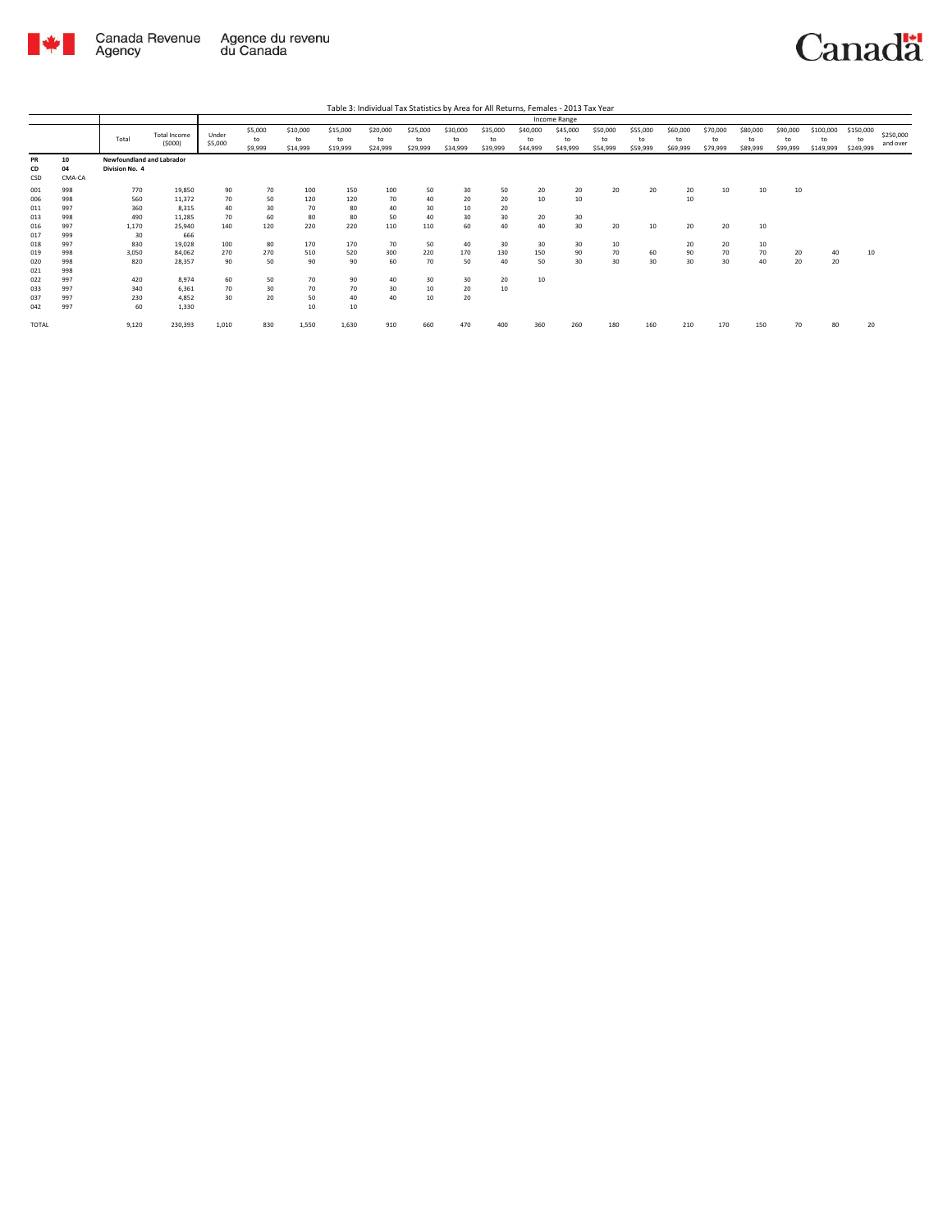Table 3: Individual Tax Statistics by Area for All Returns, Females - 2013 Tax Year

| | | Total | Total Income ($000) | Income Range | | | | | | | | | | | | | | | | | | |
|---|---|---|---|---|---|---|---|---|---|---|---|---|---|---|---|---|---|---|---|---|---|---|
| | | | | Under $5,000 | $5,000 to $9,999 | $10,000 to $14,999 | $15,000 to $19,999 | $20,000 to $24,999 | $25,000 to $29,999 | $30,000 to $34,999 | $35,000 to $39,999 | $40,000 to $44,999 | $45,000 to $49,999 | $50,000 to $54,999 | $55,000 to $59,999 | $60,000 to $69,999 | $70,000 to $79,999 | $80,000 to $89,999 | $90,000 to $99,999 | $100,000 to $149,999 | $150,000 to $249,999 | $250,000 and over |
| **PR** | **10** | **Newfoundland and Labrador** | | | | | | | | | | | | | | | | | | | | |
| **CD** | **04** | **Division No. 4** | | | | | | | | | | | | | | | | | | | | |
| **CSD** | **CMA-CA** | | | | | | | | | | | | | | | | | | | | | |
| 001 | 998 | 770 | 19,850 | 90 | 70 | 100 | 150 | 100 | 50 | 30 | 50 | 20 | 20 | 20 | 20 | 20 | 10 | 10 | 10 | | | |
| 006 | 998 | 560 | 11,372 | 70 | 50 | 120 | 120 | 70 | 40 | 20 | 20 | 10 | 10 | | | 10 | | | | | | |
| 011 | 997 | 360 | 8,315 | 40 | 30 | 70 | 80 | 40 | 30 | 10 | 20 | | | | | | | | | | | |
| 013 | 998 | 490 | 11,285 | 70 | 60 | 80 | 80 | 50 | 40 | 30 | 30 | 20 | 30 | | | | | | | | | |
| 016 | 997 | 1,170 | 25,940 | 140 | 120 | 220 | 220 | 110 | 110 | 60 | 40 | 40 | 30 | 20 | 10 | 20 | 20 | 10 | | | | |
| 017 | 999 | 30 | 666 | | | | | | | | | | | | | | | | | | | |
| 018 | 997 | 830 | 19,028 | 100 | 80 | 170 | 170 | 70 | 50 | 40 | 30 | 30 | 30 | 10 | | 20 | 20 | 10 | | | | |
| 019 | 998 | 3,050 | 84,062 | 270 | 270 | 510 | 520 | 300 | 220 | 170 | 130 | 150 | 90 | 70 | 60 | 90 | 70 | 70 | 20 | 40 | 10 | |
| 020 | 998 | 820 | 28,357 | 90 | 50 | 90 | 90 | 60 | 70 | 50 | 40 | 50 | 30 | 30 | 30 | 30 | 30 | 40 | 20 | 20 | | |
| 021 | 998 | | | | | | | | | | | | | | | | | | | | | |
| 022 | 997 | 420 | 8,974 | 60 | 50 | 70 | 90 | 40 | 30 | 30 | 20 | 10 | | | | | | | | | | |
| 033 | 997 | 340 | 6,361 | 70 | 30 | 70 | 70 | 30 | 10 | 20 | 10 | | | | | | | | | | | |
| 037 | 997 | 230 | 4,852 | 30 | 20 | 50 | 40 | 40 | 10 | 20 | | | | | | | | | | | | |
| 042 | 997 | 60 | 1,330 | | | 10 | 10 | | | | | | | | | | | | | | | |
| TOTAL | | 9,120 | 230,393 | 1,010 | 830 | 1,550 | 1,630 | 910 | 660 | 470 | 400 | 360 | 260 | 180 | 160 | 210 | 170 | 150 | 70 | 80 | 20 | |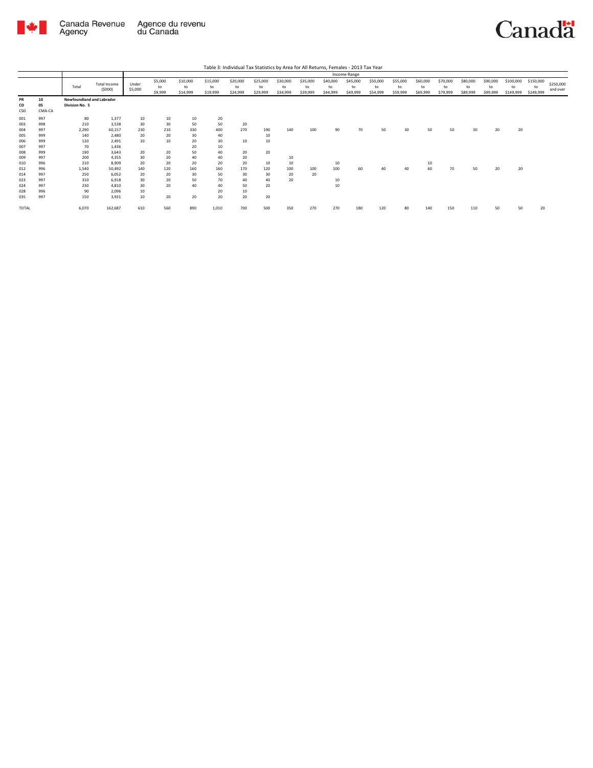Table 3: Individual Tax Statistics by Area for All Returns, Females - 2013 Tax Year

| PR<br>CD<br>CSD | CMA-CA | Total | Total Income ($000) | Under $5,000 | $5,000 to $9,999 | $10,000 to $14,999 | $15,000 to $19,999 | $20,000 to $24,999 | $25,000 to $29,999 | $30,000 to $34,999 | $35,000 to $39,999 | $40,000 to $44,999 | $45,000 to $49,999 | $50,000 to $54,999 | $55,000 to $59,999 | $60,000 to $69,999 | $70,000 to $79,999 | $80,000 to $89,999 | $90,000 to $99,999 | $100,000 to $149,999 | $150,000 to $249,999 | $250,000 and over |
|---|---|---|---|---|---|---|---|---|---|---|---|---|---|---|---|---|---|---|---|---|---|---|
| | | | | Income Range | | | | | | | | | | | | | | | | | | |
| 10 | | Newfoundland and Labrador | | | | | | | | | | | | | | | | | | | | |
| 05 | | Division No. 5 | | | | | | | | | | | | | | | | | | | | |
| 001 | 997 | 80 | 1,377 | 10 | 10 | 10 | 20 | | | | | | | | | | | | | | | |
| 003 | 998 | 210 | 3,538 | 30 | 30 | 50 | 50 | 20 | | | | | | | | | | | | | | |
| 004 | 997 | 2,290 | 60,157 | 230 | 210 | 330 | 400 | 270 | 190 | 140 | 100 | 90 | 70 | 50 | 30 | 50 | 50 | 30 | 20 | 20 | | |
| 005 | 999 | 140 | 2,480 | 20 | 20 | 30 | 40 | | 10 | | | | | | | | | | | | | |
| 006 | 999 | 120 | 2,491 | 10 | 10 | 20 | 30 | 10 | 10 | | | | | | | | | | | | | |
| 007 | 997 | 70 | 1,436 | | | 20 | 10 | | | | | | | | | | | | | | | |
| 008 | 999 | 190 | 3,643 | 20 | 20 | 50 | 40 | 20 | 20 | | | | | | | | | | | | | |
| 009 | 997 | 200 | 4,355 | 30 | 20 | 40 | 40 | 20 | | 10 | | | | | | | | | | | | |
| 010 | 996 | 210 | 8,909 | 20 | 20 | 20 | 20 | 20 | 10 | 10 | | 10 | | | | 10 | | | | | | |
| 012 | 996 | 1,540 | 50,492 | 140 | 120 | 160 | 160 | 170 | 120 | 100 | 100 | 100 | 60 | 40 | 40 | 60 | 70 | 50 | 20 | 20 | | |
| 014 | 997 | 250 | 6,052 | 20 | 20 | 30 | 50 | 30 | 30 | 20 | 20 | | | | | | | | | | | |
| 023 | 997 | 310 | 6,918 | 30 | 20 | 50 | 70 | 40 | 40 | 20 | | 10 | | | | | | | | | | |
| 024 | 997 | 230 | 4,810 | 30 | 20 | 40 | 40 | 50 | 20 | | | 10 | | | | | | | | | | |
| 028 | 996 | 90 | 2,096 | 10 | | | 20 | 10 | | | | | | | | | | | | | | |
| 035 | 997 | 150 | 3,931 | 10 | 20 | 20 | 20 | 20 | 20 | | | | | | | | | | | | | |
| TOTAL | | 6,070 | 162,687 | 610 | 560 | 890 | 1,010 | 700 | 500 | 350 | 270 | 270 | 180 | 120 | 80 | 140 | 150 | 110 | 50 | 50 | 20 | |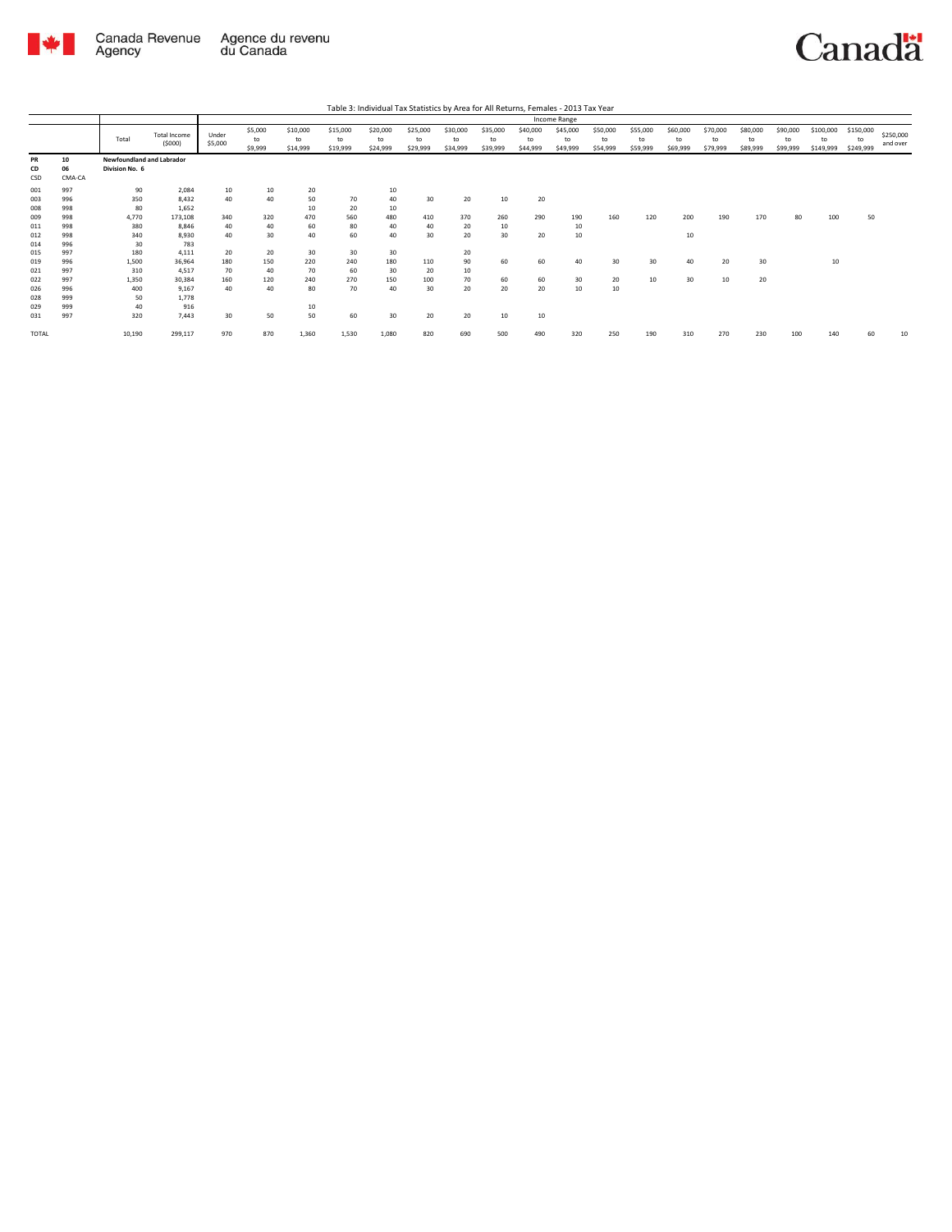Table 3: Individual Tax Statistics by Area for All Returns, Females - 2013 Tax Year

| | | Total | Total Income ($000) | Income Range | | | | | | | | | | | | | | | | | | |
|---|---|---|---|---|---|---|---|---|---|---|---|---|---|---|---|---|---|---|---|---|---|---|
| | | | | Under $5,000 | $5,000 to $9,999 | $10,000 to $14,999 | $15,000 to $19,999 | $20,000 to $24,999 | $25,000 to $29,999 | $30,000 to $34,999 | $35,000 to $39,999 | $40,000 to $44,999 | $45,000 to $49,999 | $50,000 to $54,999 | $55,000 to $59,999 | $60,000 to $69,999 | $70,000 to $79,999 | $80,000 to $89,999 | $90,000 to $99,999 | $100,000 to $149,999 | $150,000 to $249,999 | $250,000 and over |
| PR 10 | | Newfoundland and Labrador | | | | | | | | | | | | | | | | | | | | |
| CD 06 | | Division No. 6 | | | | | | | | | | | | | | | | | | | | |
| CSD | CMA-CA | | | | | | | | | | | | | | | | | | | | | |
| 001 | 997 | 90 | 2,084 | 10 | 10 | 20 | | 10 | | | | | | | | | | | | | | |
| 003 | 996 | 350 | 8,432 | 40 | 40 | 50 | 70 | 40 | 30 | 20 | 10 | 20 | | | | | | | | | | |
| 008 | 998 | 80 | 1,652 | | | 10 | 20 | 10 | | | | | | | | | | | | | | |
| 009 | 998 | 4,770 | 173,108 | 340 | 320 | 470 | 560 | 480 | 410 | 370 | 260 | 290 | 190 | 160 | 120 | 200 | 190 | 170 | 80 | 100 | 50 | |
| 011 | 998 | 380 | 8,846 | 40 | 40 | 60 | 80 | 40 | 40 | 20 | 10 | | 10 | | | | | | | | | |
| 012 | 998 | 340 | 8,930 | 40 | 30 | 40 | 60 | 40 | 30 | 20 | 30 | 20 | 10 | | | 10 | | | | | | |
| 014 | 996 | 30 | 783 | | | | | | | | | | | | | | | | | | | |
| 015 | 997 | 180 | 4,111 | 20 | 20 | 30 | 30 | 30 | | 20 | | | | | | | | | | | | |
| 019 | 996 | 1,500 | 36,964 | 180 | 150 | 220 | 240 | 180 | 110 | 90 | 60 | 60 | 40 | 30 | 30 | 40 | 20 | 30 | | 10 | | |
| 021 | 997 | 310 | 4,517 | 70 | 40 | 70 | 60 | 30 | 20 | 10 | | | | | | | | | | | | |
| 022 | 997 | 1,350 | 30,384 | 160 | 120 | 240 | 270 | 150 | 100 | 70 | 60 | 60 | 30 | 20 | 10 | 30 | 10 | 20 | | | | |
| 026 | 996 | 400 | 9,167 | 40 | 40 | 80 | 70 | 40 | 30 | 20 | 20 | 20 | 10 | 10 | | | | | | | | |
| 028 | 999 | 50 | 1,778 | | | | | | | | | | | | | | | | | | | |
| 029 | 999 | 40 | 916 | | | 10 | | | | | | | | | | | | | | | | |
| 031 | 997 | 320 | 7,443 | 30 | 50 | 50 | 60 | 30 | 20 | 20 | 10 | 10 | | | | | | | | | | |
| TOTAL | | 10,190 | 299,117 | 970 | 870 | 1,360 | 1,530 | 1,080 | 820 | 690 | 500 | 490 | 320 | 250 | 190 | 310 | 270 | 230 | 100 | 140 | 60 | 10 |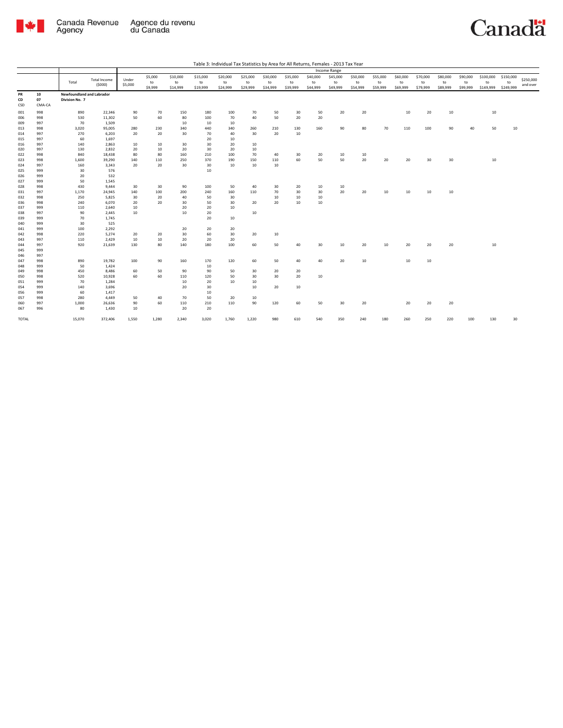Table 3: Individual Tax Statistics by Area for All Returns, Females - 2013 Tax Year

| PR | CD | | | | Income Range | | | | | | | | | | | | | | | | | | | |
|---|---|---|---|---|---|---|---|---|---|---|---|---|---|---|---|---|---|---|---|---|---|---|---|---|
| CSD | CMA-CA | Total | Total Income ($000) | Under $5,000 | $5,000 to $9,999 | $10,000 to $14,999 | $15,000 to $19,999 | $20,000 to $24,999 | $25,000 to $29,999 | $30,000 to $34,999 | $35,000 to $39,999 | $40,000 to $44,999 | $45,000 to $49,999 | $50,000 to $54,999 | $55,000 to $59,999 | $60,000 to $69,999 | $70,000 to $79,999 | $80,000 to $89,999 | $90,000 to $99,999 | $100,000 to $149,999 | $150,000 to $249,999 | $250,000 and over |
| 10 | 07 | Newfoundland and Labrador Division No. 7 | | | | | | | | | | | | | | | | | | | | | | |
| 001 | 998 | 890 | 22,346 | 90 | 70 | 150 | 180 | 100 | 70 | 50 | 30 | 50 | 20 | 20 | | 10 | 20 | 10 | | 10 | | |
| 006 | 998 | 530 | 11,302 | 50 | 60 | 80 | 100 | 70 | 40 | 50 | 20 | 20 | | | | | | | | | | |
| 009 | 997 | 70 | 1,509 | | | 10 | 10 | 10 | | | | | | | | | | | | | | |
| 013 | 998 | 3,020 | 95,005 | 280 | 230 | 340 | 440 | 340 | 260 | 210 | 130 | 160 | 90 | 80 | 70 | 110 | 100 | 90 | 40 | 50 | 10 | |
| 014 | 997 | 270 | 6,203 | 20 | 20 | 30 | 70 | 40 | 30 | 20 | 10 | | | | | | | | | | | |
| 015 | 997 | 60 | 1,697 | | | | 20 | 10 | | | | | | | | | | | | | | |
| 016 | 997 | 140 | 2,863 | 10 | 10 | 30 | 30 | 20 | 10 | | | | | | | | | | | | | |
| 020 | 997 | 130 | 2,832 | 20 | 10 | 20 | 30 | 20 | 10 | | | | | | | | | | | | | |
| 022 | 998 | 840 | 18,438 | 80 | 80 | 160 | 210 | 100 | 70 | 40 | 30 | 20 | 10 | 10 | | | | | | | | |
| 023 | 998 | 1,600 | 39,290 | 140 | 110 | 250 | 370 | 190 | 150 | 110 | 60 | 50 | 50 | 20 | 20 | 20 | 30 | 30 | | 10 | | |
| 024 | 997 | 160 | 3,343 | 20 | 20 | 30 | 30 | 10 | 10 | 10 | | | | | | | | | | | | |
| 025 | 999 | 30 | 576 | | | | 10 | | | | | | | | | | | | | | | |
| 026 | 999 | 20 | 532 | | | | | | | | | | | | | | | | | | | |
| 027 | 999 | 50 | 1,545 | | | | | | | | | | | | | | | | | | | |
| 028 | 998 | 430 | 9,444 | 30 | 30 | 90 | 100 | 50 | 40 | 30 | 20 | 10 | 10 | | | | | | | | | |
| 031 | 997 | 1,170 | 24,945 | 140 | 100 | 200 | 240 | 160 | 110 | 70 | 30 | 30 | 20 | 20 | 10 | 10 | 10 | 10 | | | | |
| 032 | 998 | 250 | 5,825 | 30 | 20 | 40 | 50 | 30 | | 10 | 10 | 10 | | | | | | | | | | |
| 036 | 998 | 240 | 6,070 | 20 | 20 | 30 | 50 | 30 | 20 | 20 | 10 | 10 | | | | | | | | | | |
| 037 | 999 | 110 | 2,640 | 10 | | 20 | 20 | 10 | | | | | | | | | | | | | | |
| 038 | 997 | 90 | 2,445 | 10 | | 10 | 20 | | 10 | | | | | | | | | | | | | |
| 039 | 999 | 70 | 1,745 | | | | 20 | 10 | | | | | | | | | | | | | | |
| 040 | 999 | 30 | 525 | | | | | | | | | | | | | | | | | | | |
| 041 | 999 | 100 | 2,292 | | | 20 | 20 | 20 | | | | | | | | | | | | | | |
| 042 | 998 | 220 | 5,274 | 20 | 20 | 30 | 60 | 30 | 20 | 10 | | | | | | | | | | | | |
| 043 | 997 | 110 | 2,429 | 10 | 10 | 20 | 20 | 20 | | | | | | | | | | | | | | |
| 044 | 997 | 920 | 21,639 | 130 | 80 | 140 | 180 | 100 | 60 | 50 | 40 | 30 | 10 | 20 | 10 | 20 | 20 | 20 | | 10 | | |
| 045 | 999 | | | | | | | | | | | | | | | | | | | | | |
| 046 | 997 | | | | | | | | | | | | | | | | | | | | | |
| 047 | 998 | 890 | 19,782 | 100 | 90 | 160 | 170 | 120 | 60 | 50 | 40 | 40 | 20 | 10 | | 10 | 10 | | | | | |
| 048 | 999 | 50 | 1,424 | | | | 10 | | | | | | | | | | | | | | | |
| 049 | 998 | 450 | 8,486 | 60 | 50 | 90 | 90 | 50 | 30 | 20 | 20 | | | | | | | | | | | |
| 050 | 998 | 520 | 10,928 | 60 | 60 | 110 | 120 | 50 | 30 | 30 | 20 | 10 | | | | | | | | | | |
| 051 | 999 | 70 | 1,284 | | | 10 | 20 | 10 | 10 | | | | | | | | | | | | | |
| 054 | 999 | 140 | 3,696 | | | 20 | 30 | | 10 | 20 | 10 | | | | | | | | | | | |
| 056 | 999 | 60 | 1,417 | | | | 10 | | | | | | | | | | | | | | | |
| 057 | 998 | 280 | 4,449 | 50 | 40 | 70 | 50 | 20 | 10 | | | | | | | | | | | | | |
| 060 | 997 | 1,000 | 26,636 | 90 | 60 | 110 | 210 | 110 | 90 | 120 | 60 | 50 | 30 | 20 | | 20 | 20 | 20 | | | | |
| 067 | 996 | 80 | 1,430 | 10 | | 20 | 20 | | | | | | | | | | | | | | | |
| TOTAL | | 15,070 | 372,406 | 1,550 | 1,280 | 2,340 | 3,020 | 1,760 | 1,220 | 980 | 610 | 540 | 350 | 240 | 180 | 260 | 250 | 220 | 100 | 130 | 30 | |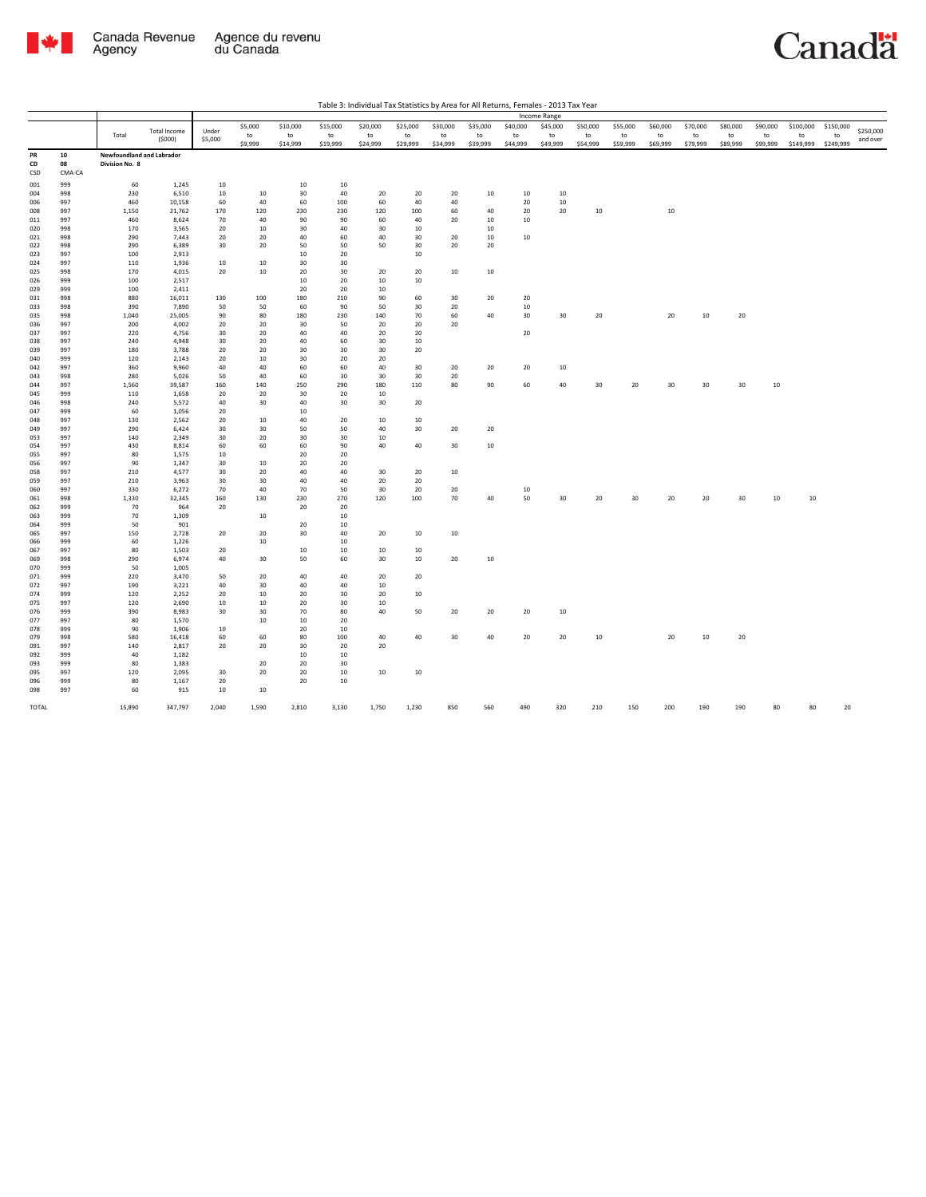Table 3: Individual Tax Statistics by Area for All Returns, Females - 2013 Tax Year

| | | Total | Total Income ($000) | Income Range | | | | | | | | | | | | | | | | | | |
|---|---|---|---|---|---|---|---|---|---|---|---|---|---|---|---|---|---|---|---|---|---|---|
| | | | | Under $5,000 | $5,000 to $9,999 | $10,000 to $14,999 | $15,000 to $19,999 | $20,000 to $24,999 | $25,000 to $29,999 | $30,000 to $34,999 | $35,000 to $39,999 | $40,000 to $44,999 | $45,000 to $49,999 | $50,000 to $54,999 | $55,000 to $59,999 | $60,000 to $69,999 | $70,000 to $79,999 | $80,000 to $89,999 | $90,000 to $99,999 | $100,000 to $149,999 | $150,000 to $249,999 | $250,000 and over |
| PR | 10 | **Newfoundland and Labrador** | | | | | | | | | | | | | | | | | | | | |
| CD | 08 | **Division No. 8** | | | | | | | | | | | | | | | | | | | | |
| CSD | CMA-CA | | | | | | | | | | | | | | | | | | | | | |
| 001 | 999 | 60 | 1,245 | 10 | | 10 | 10 | | | | | | | | | | | | | | | |
| 004 | 998 | 230 | 6,510 | 10 | 10 | 30 | 40 | 20 | 20 | 20 | 10 | 10 | 10 | | | | | | | | | |
| 006 | 997 | 460 | 10,158 | 60 | 40 | 60 | 100 | 60 | 40 | 40 | | 20 | 10 | | | | | | | | | |
| 008 | 997 | 1,150 | 21,762 | 170 | 120 | 230 | 230 | 120 | 100 | 60 | 40 | 20 | 20 | 10 | | 10 | | | | | | |
| 011 | 997 | 460 | 8,624 | 70 | 40 | 90 | 90 | 60 | 40 | 20 | 10 | 10 | | | | | | | | | | |
| 020 | 998 | 170 | 3,565 | 20 | 10 | 30 | 40 | 30 | 10 | | 10 | | | | | | | | | | | |
| 021 | 998 | 290 | 7,443 | 20 | 20 | 40 | 60 | 40 | 30 | 20 | 10 | 10 | | | | | | | | | | |
| 022 | 998 | 290 | 6,389 | 30 | 20 | 50 | 50 | 50 | 30 | 20 | 20 | | | | | | | | | | | |
| 023 | 997 | 100 | 2,913 | | | 10 | 20 | | 10 | | | | | | | | | | | | | |
| 024 | 997 | 110 | 1,936 | 10 | 10 | 30 | 30 | | | | | | | | | | | | | | | |
| 025 | 998 | 170 | 4,015 | 20 | 10 | 20 | 30 | 20 | 20 | 10 | 10 | | | | | | | | | | | |
| 026 | 999 | 100 | 2,517 | | | 10 | 20 | 10 | 10 | | | | | | | | | | | | | |
| 029 | 999 | 100 | 2,411 | | | 20 | 20 | 10 | | | | | | | | | | | | | | |
| 031 | 998 | 880 | 16,011 | 130 | 100 | 180 | 210 | 90 | 60 | 30 | 20 | 20 | | | | | | | | | | |
| 033 | 998 | 390 | 7,890 | 50 | 50 | 60 | 90 | 50 | 30 | 20 | | 10 | | | | | | | | | | |
| 035 | 998 | 1,040 | 25,005 | 90 | 80 | 180 | 230 | 140 | 70 | 60 | 40 | 30 | 30 | 20 | | 20 | 10 | 20 | | | | |
| 036 | 997 | 200 | 4,002 | 20 | 20 | 30 | 50 | 20 | 20 | 20 | | | | | | | | | | | | |
| 037 | 997 | 220 | 4,756 | 30 | 20 | 40 | 40 | 20 | 20 | | | 20 | | | | | | | | | | |
| 038 | 997 | 240 | 4,948 | 30 | 20 | 40 | 60 | 30 | 10 | | | | | | | | | | | | | |
| 039 | 997 | 180 | 3,788 | 20 | 20 | 30 | 30 | 30 | 20 | | | | | | | | | | | | | |
| 040 | 999 | 120 | 2,143 | 20 | 10 | 30 | 20 | 20 | | | | | | | | | | | | | | |
| 042 | 997 | 360 | 9,960 | 40 | 40 | 60 | 60 | 40 | 30 | 20 | 20 | 20 | 10 | | | | | | | | | |
| 043 | 998 | 280 | 5,026 | 50 | 40 | 60 | 30 | 30 | 30 | 20 | | | | | | | | | | | | |
| 044 | 997 | 1,560 | 39,587 | 160 | 140 | 250 | 290 | 180 | 110 | 80 | 90 | 60 | 40 | 30 | 20 | 30 | 30 | 30 | 10 | | | |
| 045 | 999 | 110 | 1,658 | 20 | 20 | 30 | 20 | 10 | | | | | | | | | | | | | | |
| 046 | 998 | 240 | 5,572 | 40 | 30 | 40 | 30 | 30 | 20 | | | | | | | | | | | | | |
| 047 | 999 | 60 | 1,056 | 20 | | 10 | | | | | | | | | | | | | | | | |
| 048 | 997 | 130 | 2,562 | 20 | 10 | 40 | 20 | 10 | 10 | | | | | | | | | | | | | |
| 049 | 997 | 290 | 6,424 | 30 | 30 | 50 | 50 | 40 | 30 | 20 | 20 | | | | | | | | | | | |
| 053 | 997 | 140 | 2,349 | 30 | 20 | 30 | 30 | 10 | | | | | | | | | | | | | | |
| 054 | 997 | 430 | 8,814 | 60 | 60 | 60 | 90 | 40 | 40 | 30 | 10 | | | | | | | | | | | |
| 055 | 997 | 80 | 1,575 | 10 | | 20 | 20 | | | | | | | | | | | | | | | |
| 056 | 997 | 90 | 1,347 | 30 | 10 | 20 | 20 | | | | | | | | | | | | | | | |
| 058 | 997 | 210 | 4,577 | 30 | 20 | 40 | 40 | 30 | 20 | 10 | | | | | | | | | | | | |
| 059 | 997 | 210 | 3,963 | 30 | 30 | 40 | 40 | 20 | 20 | | | | | | | | | | | | | |
| 060 | 997 | 330 | 6,272 | 70 | 40 | 70 | 50 | 30 | 20 | 20 | | 10 | | | | | | | | | | |
| 061 | 998 | 1,330 | 32,345 | 160 | 130 | 230 | 270 | 120 | 100 | 70 | 40 | 50 | 30 | 20 | 30 | 20 | 20 | 30 | 10 | 10 | | |
| 062 | 999 | 70 | 964 | 20 | | 20 | 20 | | | | | | | | | | | | | | | |
| 063 | 999 | 70 | 1,309 | | 10 | | 10 | | | | | | | | | | | | | | | |
| 064 | 999 | 50 | 901 | | | 20 | 10 | | | | | | | | | | | | | | | |
| 065 | 997 | 150 | 2,728 | 20 | 20 | 30 | 40 | 20 | 10 | 10 | | | | | | | | | | | | |
| 066 | 999 | 60 | 1,226 | | 10 | | 10 | | | | | | | | | | | | | | | |
| 067 | 997 | 80 | 1,503 | 20 | | 10 | 10 | 10 | 10 | | | | | | | | | | | | | |
| 069 | 998 | 290 | 6,974 | 40 | 30 | 50 | 60 | 30 | 10 | 20 | 10 | | | | | | | | | | | |
| 070 | 999 | 50 | 1,005 | | | | | | | | | | | | | | | | | | | |
| 071 | 999 | 220 | 3,470 | 50 | 20 | 40 | 40 | 20 | 20 | | | | | | | | | | | | | |
| 072 | 997 | 190 | 3,221 | 40 | 30 | 40 | 40 | 10 | | | | | | | | | | | | | | |
| 074 | 999 | 120 | 2,252 | 20 | 10 | 20 | 30 | 20 | 10 | | | | | | | | | | | | | |
| 075 | 997 | 120 | 2,690 | 10 | 10 | 20 | 30 | 10 | | | | | | | | | | | | | | |
| 076 | 999 | 390 | 8,983 | 30 | 30 | 70 | 80 | 40 | 50 | 20 | 20 | 20 | 10 | | | | | | | | | |
| 077 | 997 | 80 | 1,570 | | 10 | 10 | 20 | | | | | | | | | | | | | | | |
| 078 | 999 | 90 | 1,906 | 10 | | 20 | 10 | | | | | | | | | | | | | | | |
| 079 | 998 | 580 | 16,418 | 60 | 60 | 80 | 100 | 40 | 40 | 30 | 40 | 20 | 20 | 10 | | 20 | 10 | 20 | | | | |
| 091 | 997 | 140 | 2,817 | 20 | 20 | 30 | 20 | 20 | | | | | | | | | | | | | | |
| 092 | 999 | 40 | 1,182 | | | 10 | 10 | | | | | | | | | | | | | | | |
| 093 | 999 | 80 | 1,383 | | 20 | 20 | 30 | | | | | | | | | | | | | | | |
| 095 | 997 | 120 | 2,095 | 30 | 20 | 20 | 10 | 10 | 10 | | | | | | | | | | | | | |
| 096 | 999 | 80 | 1,167 | 20 | | 20 | 10 | | | | | | | | | | | | | | | |
| 098 | 997 | 60 | 915 | 10 | 10 | | | | | | | | | | | | | | | | | |
| TOTAL | | 15,890 | 347,797 | 2,040 | 1,590 | 2,810 | 3,130 | 1,750 | 1,230 | 850 | 560 | 490 | 320 | 210 | 150 | 200 | 190 | 190 | 80 | 80 | 20 | |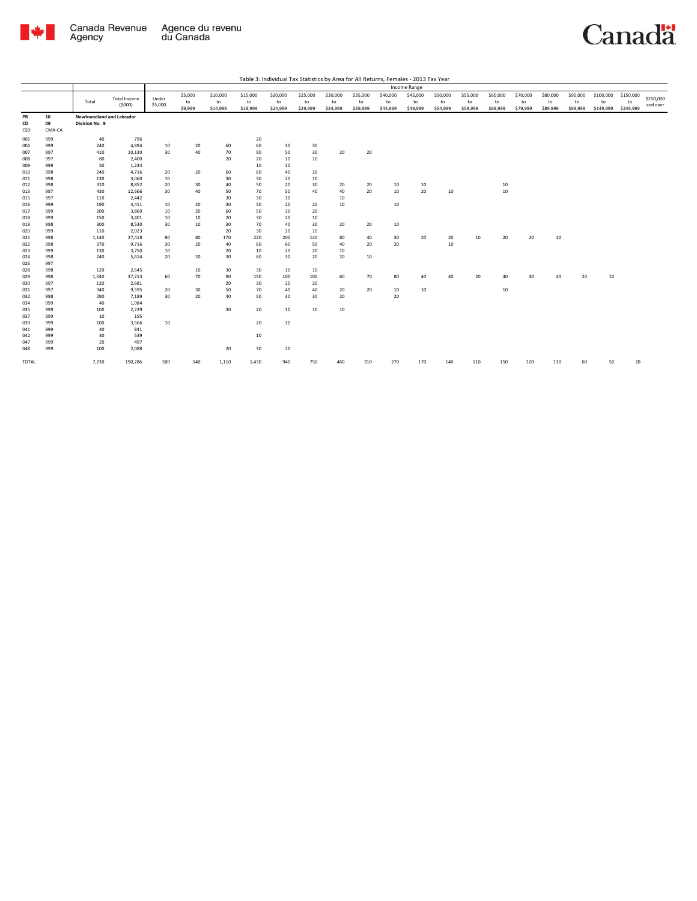Table 3: Individual Tax Statistics by Area for All Returns, Females - 2013 Tax Year

| | | Total | Total Income ($000) | Income Range | | | | | | | | | | | | | | | | | | |
|---|---|---|---|---|---|---|---|---|---|---|---|---|---|---|---|---|---|---|---|---|---|---|
| | | | | Under $5,000 | $5,000 to $9,999 | $10,000 to $14,999 | $15,000 to $19,999 | $20,000 to $24,999 | $25,000 to $29,999 | $30,000 to $34,999 | $35,000 to $39,999 | $40,000 to $44,999 | $45,000 to $49,999 | $50,000 to $54,999 | $55,000 to $59,999 | $60,000 to $69,999 | $70,000 to $79,999 | $80,000 to $89,999 | $90,000 to $99,999 | $100,000 to $149,999 | $150,000 to $249,999 | $250,000 and over |
| PR | 10 | Newfoundland and Labrador | | | | | | | | | | | | | | | | | | | | |
| CD | 09 | Division No. 9 | | | | | | | | | | | | | | | | | | | | |
| CSD | CMA-CA | | | | | | | | | | | | | | | | | | | | | |
| 001 | 999 | 40 | 796 | | | | 20 | | | | | | | | | | | | | | | |
| 004 | 999 | 240 | 4,894 | 10 | 20 | 60 | 60 | 30 | 30 | | | | | | | | | | | | | |
| 007 | 997 | 410 | 10,130 | 30 | 40 | 70 | 90 | 50 | 30 | 20 | 20 | | | | | | | | | | | |
| 008 | 997 | 80 | 2,400 | | | 20 | 20 | 10 | 10 | | | | | | | | | | | | | |
| 009 | 999 | 50 | 1,234 | | | | 10 | 10 | | | | | | | | | | | | | | |
| 010 | 998 | 240 | 4,716 | 20 | 20 | 60 | 60 | 40 | 20 | | | | | | | | | | | | | |
| 011 | 998 | 130 | 3,060 | 10 | | 30 | 30 | 20 | 10 | | | | | | | | | | | | | |
| 012 | 998 | 310 | 8,852 | 20 | 30 | 40 | 50 | 20 | 30 | 20 | 20 | 10 | 10 | | | 10 | | | | | | |
| 013 | 997 | 430 | 12,666 | 30 | 40 | 50 | 70 | 50 | 40 | 40 | 20 | 10 | 20 | 10 | | 10 | | | | | | |
| 015 | 997 | 110 | 2,442 | | | 30 | 30 | 10 | | 10 | | | | | | | | | | | | |
| 016 | 999 | 190 | 4,411 | 10 | 20 | 30 | 50 | 20 | 20 | 10 | | 10 | | | | | | | | | | |
| 017 | 999 | 200 | 3,869 | 10 | 20 | 60 | 50 | 30 | 20 | | | | | | | | | | | | | |
| 018 | 999 | 150 | 3,401 | 10 | 10 | 20 | 30 | 20 | 10 | | | | | | | | | | | | | |
| 019 | 998 | 300 | 8,530 | 30 | 10 | 30 | 70 | 40 | 30 | 20 | 20 | 10 | | | | | | | | | | |
| 020 | 999 | 110 | 2,023 | | | 20 | 30 | 20 | 10 | | | | | | | | | | | | | |
| 021 | 998 | 1,140 | 27,418 | 80 | 80 | 170 | 220 | 200 | 140 | 80 | 40 | 30 | 20 | 20 | 10 | 20 | 20 | 10 | | | | |
| 022 | 998 | 370 | 9,716 | 30 | 20 | 40 | 60 | 60 | 50 | 40 | 20 | 20 | | 10 | | | | | | | | |
| 023 | 999 | 130 | 3,750 | 10 | | 20 | 10 | 20 | 20 | 10 | | | | | | | | | | | | |
| 024 | 998 | 240 | 5,614 | 20 | 20 | 30 | 60 | 30 | 20 | 20 | 10 | | | | | | | | | | | |
| 026 | 997 | | | | | | | | | | | | | | | | | | | | | |
| 028 | 998 | 120 | 2,645 | | 10 | 30 | 30 | 10 | 10 | | | | | | | | | | | | | |
| 029 | 998 | 1,040 | 37,213 | 60 | 70 | 90 | 150 | 100 | 100 | 60 | 70 | 80 | 40 | 40 | 20 | 40 | 40 | 40 | 20 | 10 | | |
| 030 | 997 | 120 | 2,681 | | | 20 | 30 | 20 | 20 | | | | | | | | | | | | | |
| 031 | 997 | 340 | 9,595 | 20 | 30 | 50 | 70 | 40 | 40 | 20 | 20 | 10 | 10 | | | 10 | | | | | | |
| 032 | 998 | 290 | 7,189 | 30 | 20 | 40 | 50 | 30 | 30 | 20 | | 20 | | | | | | | | | | |
| 034 | 999 | 40 | 1,084 | | | | | | | | | | | | | | | | | | | |
| 035 | 999 | 100 | 2,229 | | | 30 | 20 | 10 | 10 | 10 | | | | | | | | | | | | |
| 037 | 999 | 10 | 195 | | | | | | | | | | | | | | | | | | | |
| 039 | 999 | 100 | 3,566 | 10 | | | 20 | 10 | | | | | | | | | | | | | | |
| 041 | 999 | 40 | 841 | | | | | | | | | | | | | | | | | | | |
| 042 | 999 | 30 | 539 | | | | 10 | | | | | | | | | | | | | | | |
| 047 | 999 | 20 | 497 | | | | | | | | | | | | | | | | | | | |
| 048 | 999 | 100 | 2,088 | | | 20 | 30 | 20 | | | | | | | | | | | | | | |
| TOTAL | | 7,230 | 190,286 | 500 | 540 | 1,110 | 1,430 | 940 | 750 | 460 | 310 | 270 | 170 | 140 | 110 | 150 | 120 | 110 | 60 | 50 | 20 | |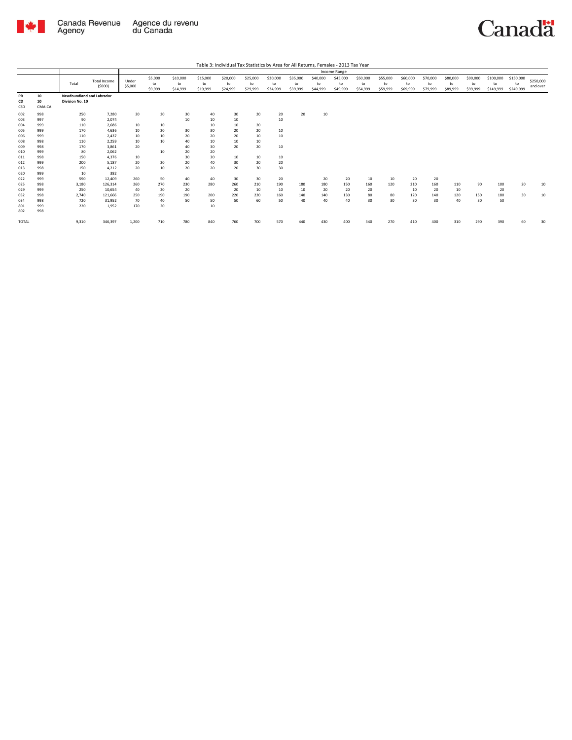Table 3: Individual Tax Statistics by Area for All Returns, Females - 2013 Tax Year

| | | Total | Total Income ($000) | Income Range | | | | | | | | | | | | | | | | | | | | |
|---|---|---|---|---|---|---|---|---|---|---|---|---|---|---|---|---|---|---|---|---|---|---|---|---|
| | | | | Under $5,000 | $5,000 to $9,999 | $10,000 to $14,999 | $15,000 to $19,999 | $20,000 to $24,999 | $25,000 to $29,999 | $30,000 to $34,999 | $35,000 to $39,999 | $40,000 to $44,999 | $45,000 to $49,999 | $50,000 to $54,999 | $55,000 to $59,999 | $60,000 to $69,999 | $70,000 to $79,999 | $80,000 to $89,999 | $90,000 to $99,999 | $100,000 to $149,999 | $150,000 to $249,999 | $250,000 and over |
| **PR** | **10** | **Newfoundland and Labrador** | | | | | | | | | | | | | | | | | | | | | | |
| **CD** | **10** | **Division No. 10** | | | | | | | | | | | | | | | | | | | | | | |
| CSD | CMA-CA | | | | | | | | | | | | | | | | | | | | | | | |
| 002 | 998 | 250 | 7,280 | 30 | 20 | 30 | 40 | 30 | 20 | 20 | 20 | 10 | | | | | | | | | | |
| 003 | 997 | 90 | 2,074 | | | 10 | 10 | 10 | | 10 | | | | | | | | | | | | |
| 004 | 999 | 110 | 2,686 | 10 | 10 | | 10 | 10 | 20 | | | | | | | | | | | | | |
| 005 | 999 | 170 | 4,636 | 10 | 20 | 30 | 30 | 20 | 20 | 10 | | | | | | | | | | | | |
| 006 | 999 | 110 | 2,437 | 10 | 10 | 20 | 20 | 20 | 10 | 10 | | | | | | | | | | | | |
| 008 | 998 | 110 | 2,259 | 10 | 10 | 40 | 10 | 10 | 10 | | | | | | | | | | | | | |
| 009 | 998 | 170 | 3,861 | 20 | | 40 | 30 | 20 | 20 | 10 | | | | | | | | | | | | |
| 010 | 999 | 80 | 2,062 | | 10 | 20 | 20 | | | | | | | | | | | | | | | |
| 011 | 998 | 150 | 4,376 | 10 | | 30 | 30 | 10 | 10 | 10 | | | | | | | | | | | | |
| 012 | 999 | 200 | 5,187 | 20 | 20 | 20 | 40 | 30 | 20 | 20 | | | | | | | | | | | | |
| 013 | 998 | 150 | 4,212 | 20 | 10 | 20 | 20 | 20 | 30 | 30 | | | | | | | | | | | | |
| 020 | 999 | 10 | 382 | | | | | | | | | | | | | | | | | | | |
| 022 | 999 | 590 | 12,409 | 260 | 50 | 40 | 40 | 30 | 30 | 20 | | 20 | 20 | 10 | 10 | 20 | 20 | | | | | |
| 025 | 998 | 3,180 | 126,314 | 260 | 270 | 230 | 280 | 260 | 210 | 190 | 180 | 180 | 150 | 160 | 120 | 210 | 160 | 110 | 90 | 100 | 20 | 10 |
| 029 | 999 | 250 | 10,654 | 40 | 20 | 20 | | 20 | 10 | 10 | 10 | 20 | 20 | 20 | | 10 | 20 | 10 | | 20 | | |
| 032 | 998 | 2,740 | 121,666 | 250 | 190 | 190 | 200 | 220 | 220 | 160 | 140 | 140 | 130 | 80 | 80 | 120 | 140 | 120 | 150 | 180 | 30 | 10 |
| 034 | 998 | 720 | 31,952 | 70 | 40 | 50 | 50 | 50 | 60 | 50 | 40 | 40 | 40 | 30 | 30 | 30 | 30 | 40 | 30 | 50 | | |
| 801 | 999 | 220 | 1,952 | 170 | 20 | | 10 | | | | | | | | | | | | | | | |
| 802 | 998 | | | | | | | | | | | | | | | | | | | | | |
| TOTAL | | 9,310 | 346,397 | 1,200 | 710 | 780 | 840 | 760 | 700 | 570 | 440 | 430 | 400 | 340 | 270 | 410 | 400 | 310 | 290 | 390 | 60 | 30 |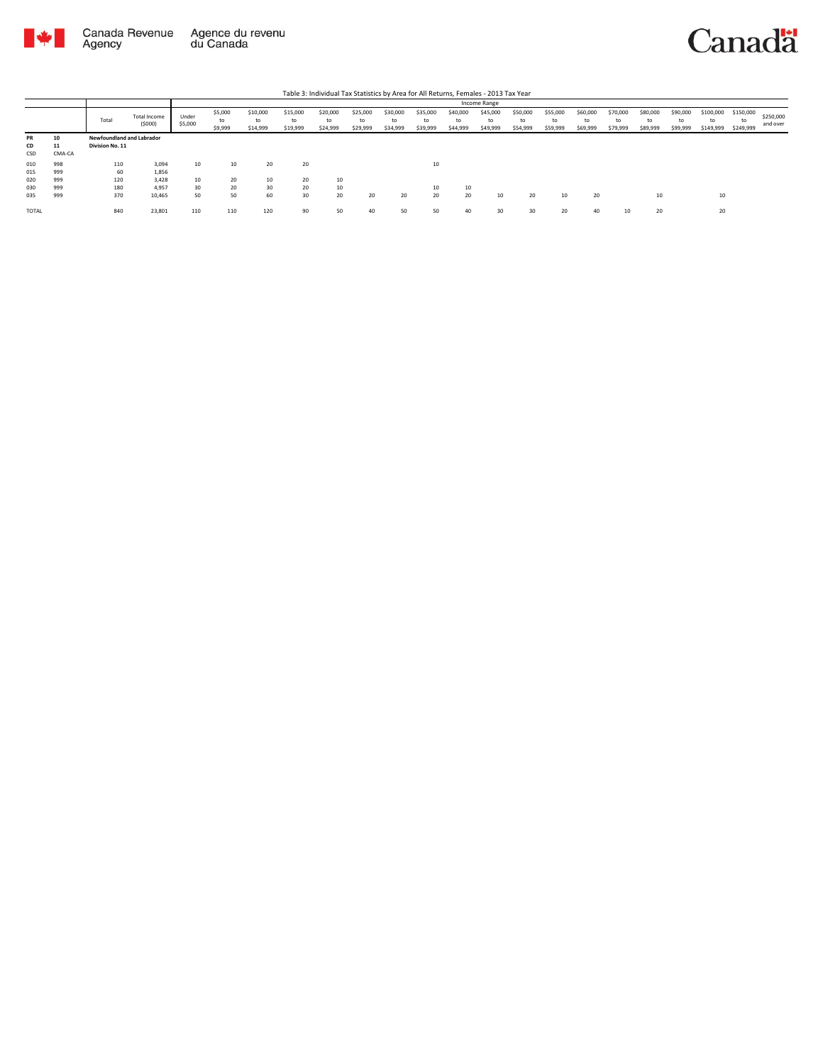Table 3: Individual Tax Statistics by Area for All Returns, Females - 2013 Tax Year

| | | Total | Total Income ($000) | Income Range | | | | | | | | | | | | | | | | | | |
|---|---|---|---|---|---|---|---|---|---|---|---|---|---|---|---|---|---|---|---|---|---|---|
| | | | | Under $5,000 | $5,000 to $9,999 | $10,000 to $14,999 | $15,000 to $19,999 | $20,000 to $24,999 | $25,000 to $29,999 | $30,000 to $34,999 | $35,000 to $39,999 | $40,000 to $44,999 | $45,000 to $49,999 | $50,000 to $54,999 | $55,000 to $59,999 | $60,000 to $69,999 | $70,000 to $79,999 | $80,000 to $89,999 | $90,000 to $99,999 | $100,000 to $149,999 | $150,000 to $249,999 | $250,000 and over |
| PR | 10 | **Newfoundland and Labrador** | | | | | | | | | | | | | | | | | | | | |
| CD | 11 | **Division No. 11** | | | | | | | | | | | | | | | | | | | | |
| CSD | CMA-CA | | | | | | | | | | | | | | | | | | | | | |
| 010 | 998 | 110 | 3,094 | 10 | 10 | 20 | 20 | | | | 10 | | | | | | | | | | | |
| 015 | 999 | 60 | 1,856 | | | | | | | | | | | | | | | | | | | |
| 020 | 999 | 120 | 3,428 | 10 | 20 | 10 | 20 | 10 | | | | | | | | | | | | | | |
| 030 | 999 | 180 | 4,957 | 30 | 20 | 30 | 20 | 10 | | | 10 | 10 | | | | | | | | | | |
| 035 | 999 | 370 | 10,465 | 50 | 50 | 60 | 30 | 20 | 20 | 20 | 20 | 20 | 10 | 20 | 10 | 20 | | 10 | | 10 | | |
| TOTAL | | 840 | 23,801 | 110 | 110 | 120 | 90 | 50 | 40 | 50 | 50 | 40 | 30 | 30 | 20 | 40 | 10 | 20 | | 20 | | |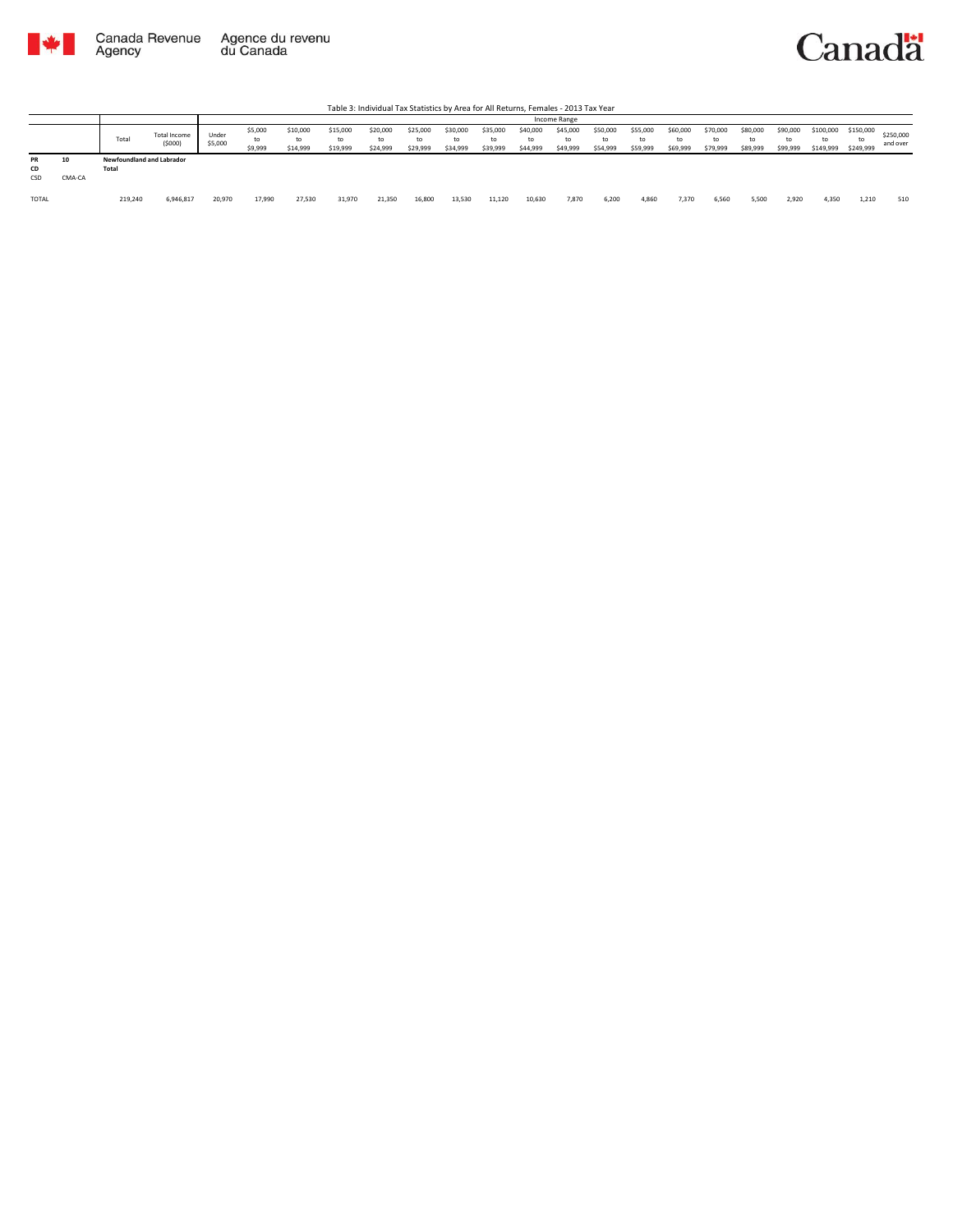Canada Revenue Agency | Agence du revenu du Canada

Canada

Table 3: Individual Tax Statistics by Area for All Returns, Females - 2013 Tax Year

| | | Total | Total Income ($000) | Income Range | | | | | | | | | | | | | | | | | | | | |
|---|---|---|---|---|---|---|---|---|---|---|---|---|---|---|---|---|---|---|---|---|---|---|---|---|
| | | | | Under $5,000 | $5,000 to $9,999 | $10,000 to $14,999 | $15,000 to $19,999 | $20,000 to $24,999 | $25,000 to $29,999 | $30,000 to $34,999 | $35,000 to $39,999 | $40,000 to $44,999 | $45,000 to $49,999 | $50,000 to $54,999 | $55,000 to $59,999 | $60,000 to $69,999 | $70,000 to $79,999 | $80,000 to $89,999 | $90,000 to $99,999 | $100,000 to $149,999 | $150,000 to $249,999 | $250,000 and over |
| PR | 10 | **Newfoundland and Labrador** | | | | | | | | | | | | | | | | | | | | |
| CD | | **Total** | | | | | | | | | | | | | | | | | | | | |
| CSD | CMA-CA | | | | | | | | | | | | | | | | | | | | | |
| TOTAL | | 219,240 | 6,946,817 | 20,970 | 17,990 | 27,530 | 31,970 | 21,350 | 16,800 | 13,530 | 11,120 | 10,630 | 7,870 | 6,200 | 4,860 | 7,370 | 6,560 | 5,500 | 2,920 | 4,350 | 1,210 | 510 |